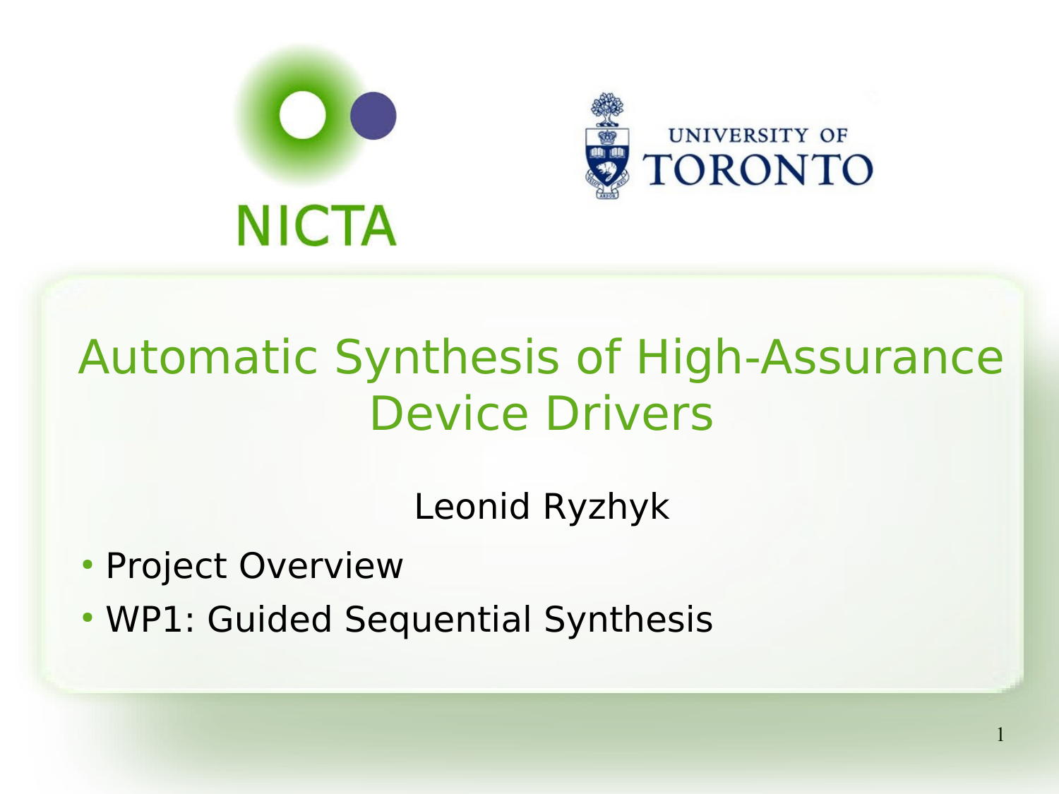# Automatic Synthesis of High-Assurance Device Drivers

Leonid Ryzhyk

- Project Overview
- WP1: Guided Sequential Synthesis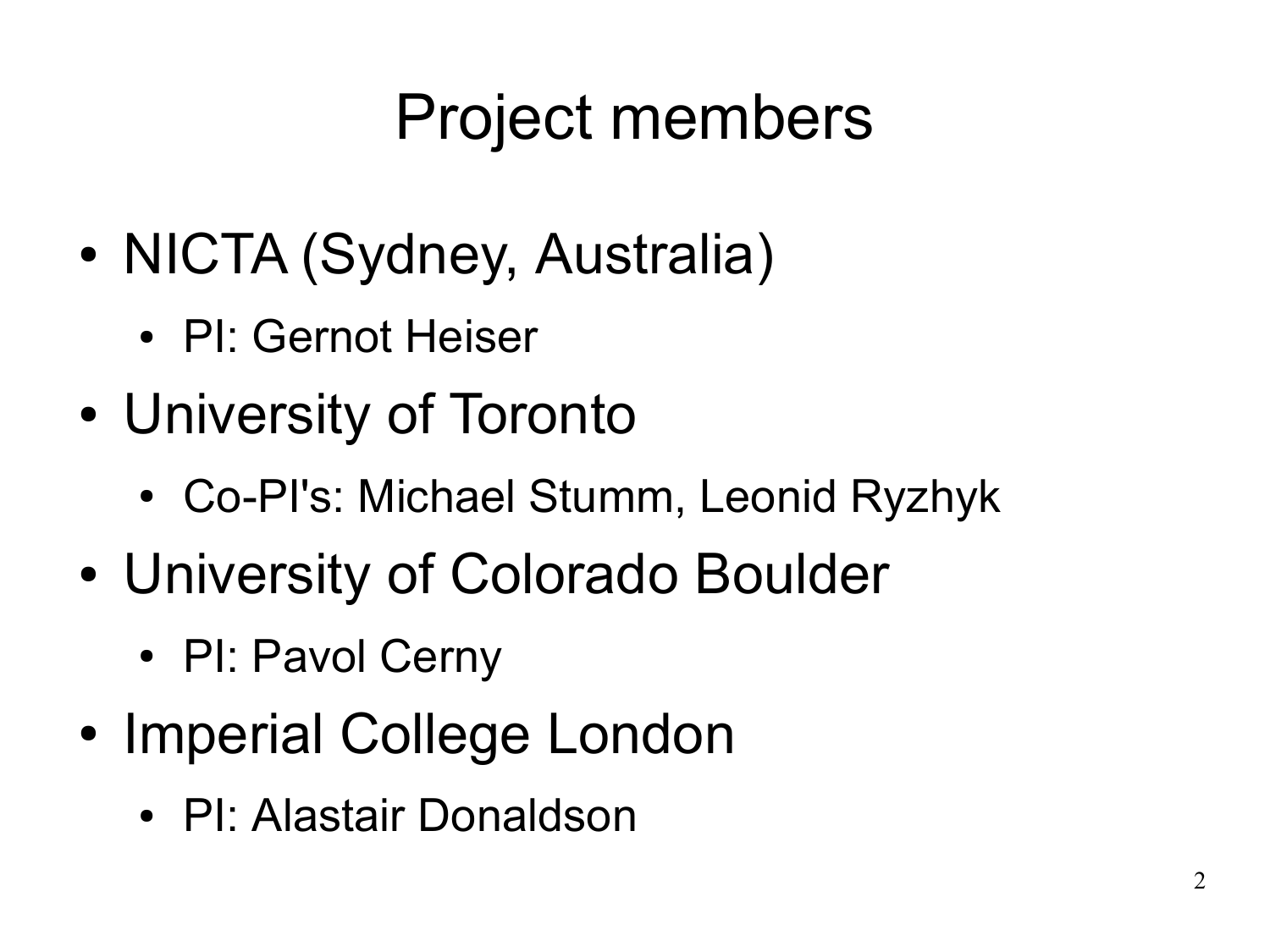# Project members

- NICTA (Sydney, Australia)
  - PI: Gernot Heiser
- University of Toronto
  - Co-PI's: Michael Stumm, Leonid Ryzhyk
- University of Colorado Boulder
  - PI: Pavol Cerny
- Imperial College London
  - PI: Alastair Donaldson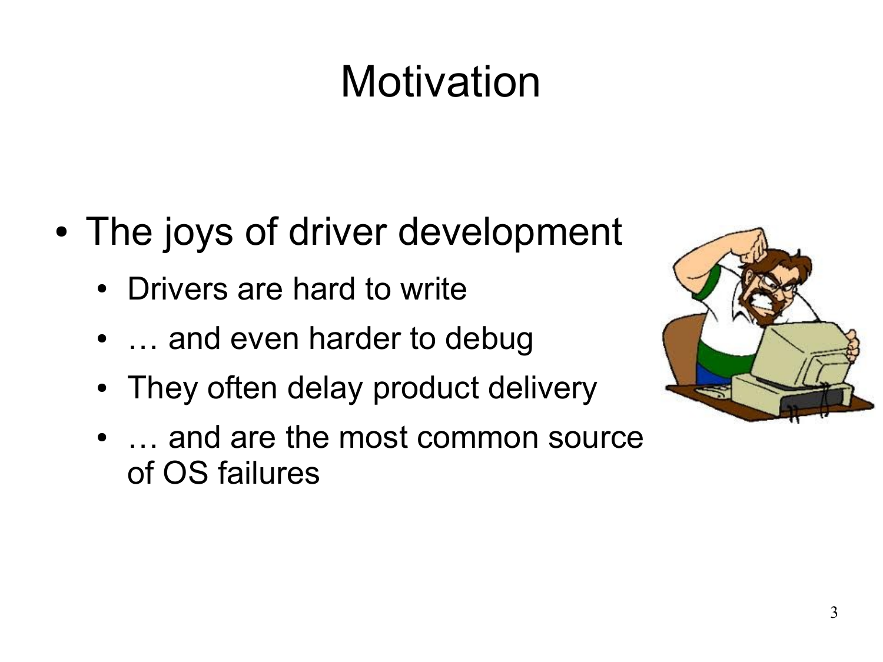# Motivation

- The joys of driver development
  - Drivers are hard to write
  - … and even harder to debug
  - They often delay product delivery
  - … and are the most common source of OS failures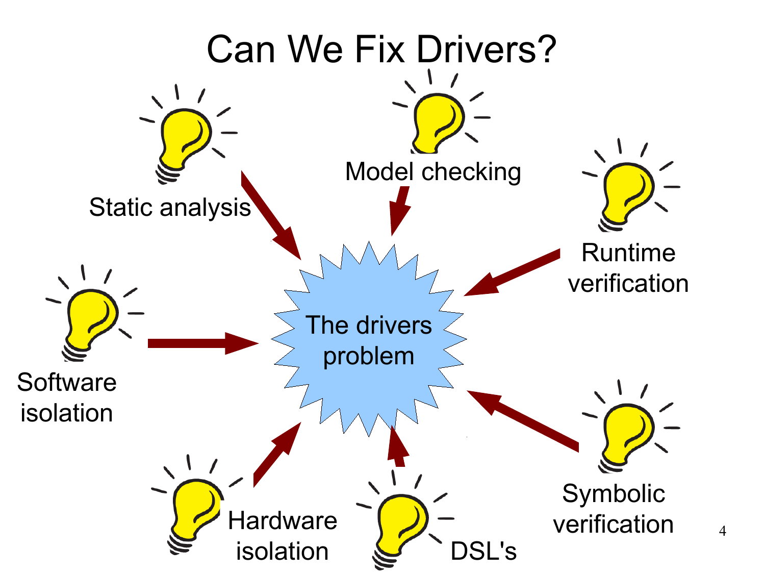# Can We Fix Drivers?

- Static analysis
- Model checking
- Runtime verification
- Software isolation
- Hardware isolation
- DSL's
- Symbolic verification

The drivers problem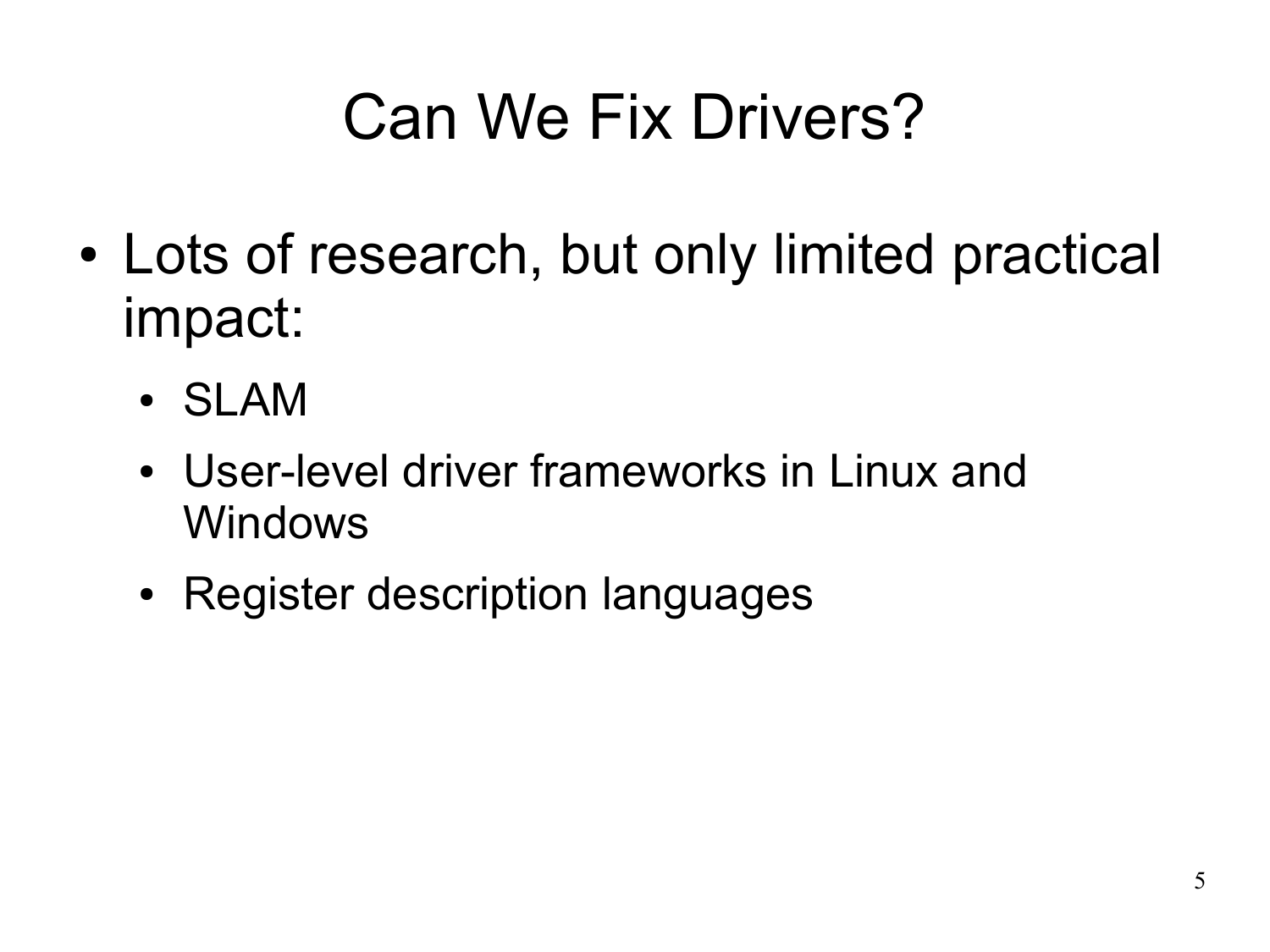# Can We Fix Drivers?

- Lots of research, but only limited practical impact:
  - SLAM
  - User-level driver frameworks in Linux and Windows
  - Register description languages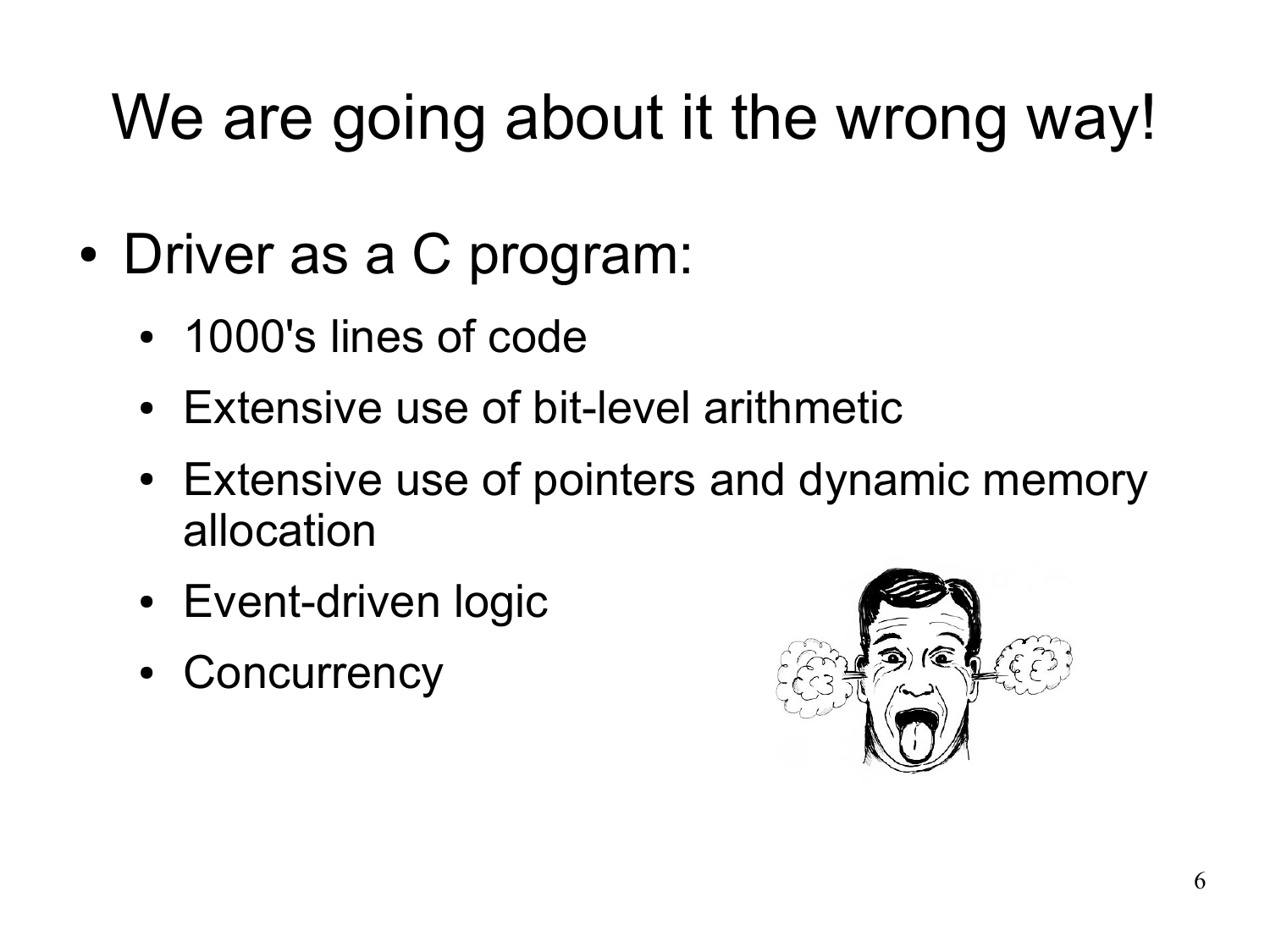# We are going about it the wrong way!

- Driver as a C program:
  - 1000's lines of code
  - Extensive use of bit-level arithmetic
  - Extensive use of pointers and dynamic memory allocation
  - Event-driven logic
  - Concurrency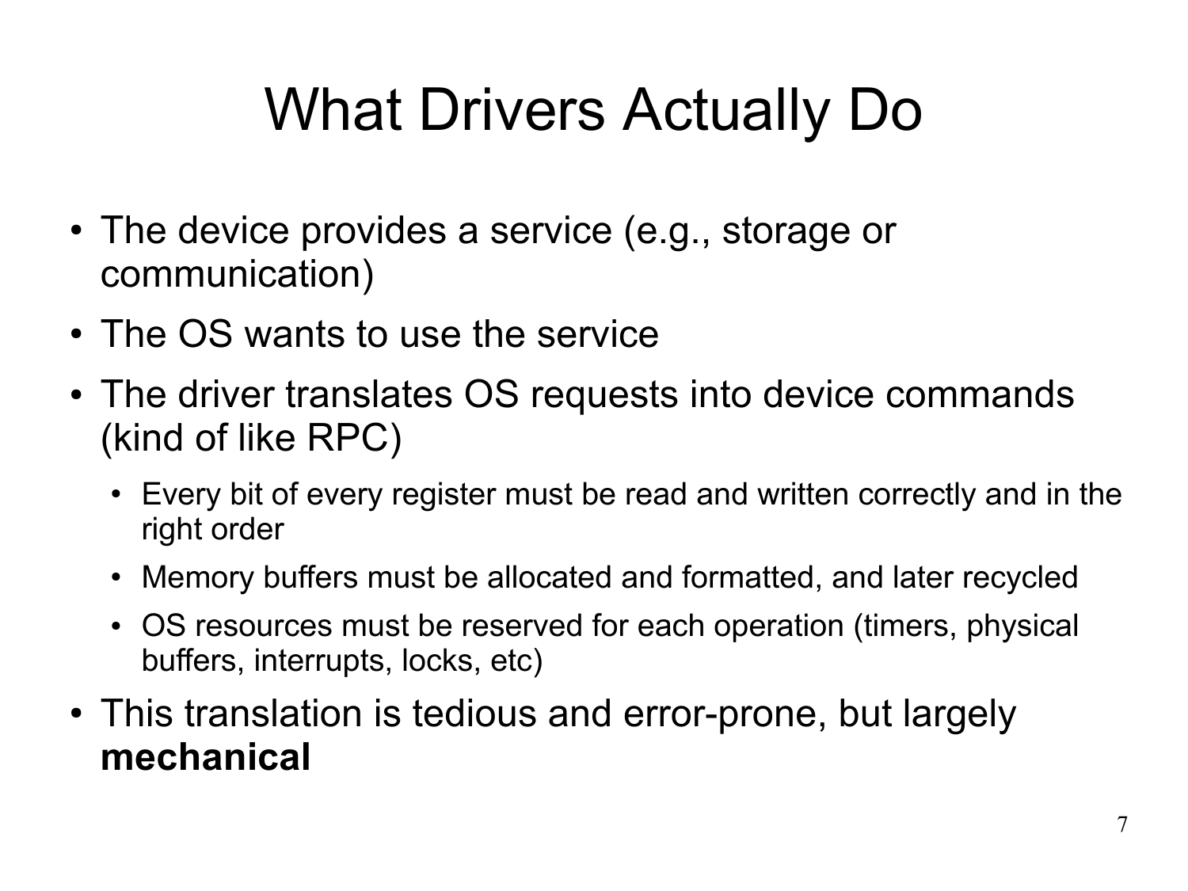# What Drivers Actually Do

- The device provides a service (e.g., storage or communication)
- The OS wants to use the service
- The driver translates OS requests into device commands (kind of like RPC)
  - Every bit of every register must be read and written correctly and in the right order
  - Memory buffers must be allocated and formatted, and later recycled
  - OS resources must be reserved for each operation (timers, physical buffers, interrupts, locks, etc)
- This translation is tedious and error-prone, but largely **mechanical**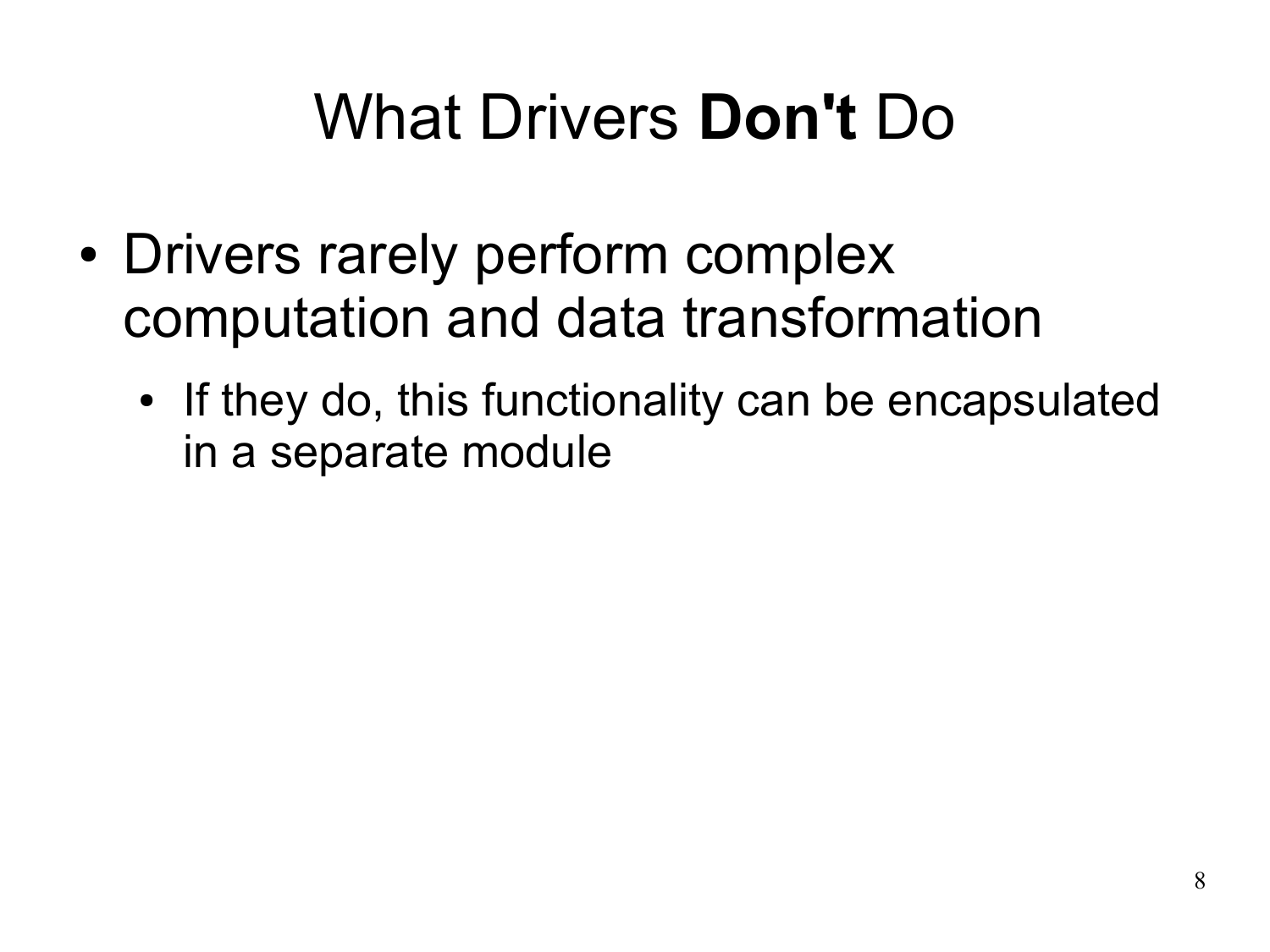# What Drivers **Don't** Do

- Drivers rarely perform complex computation and data transformation
  - If they do, this functionality can be encapsulated in a separate module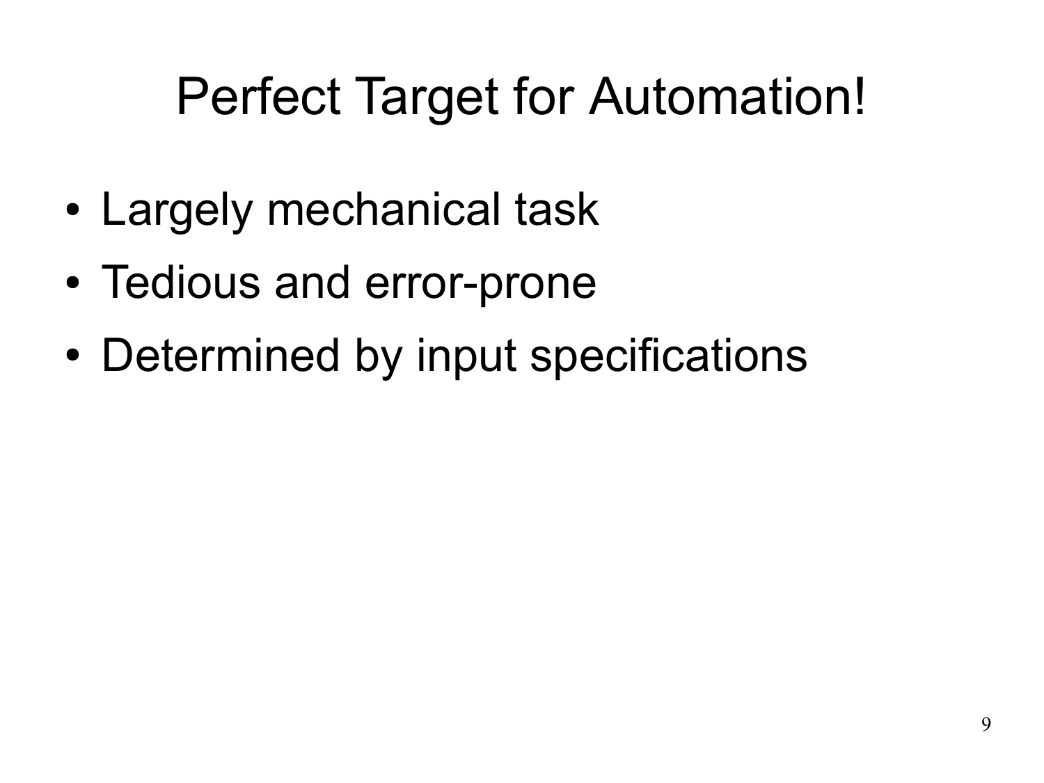# Perfect Target for Automation!

- Largely mechanical task
- Tedious and error-prone
- Determined by input specifications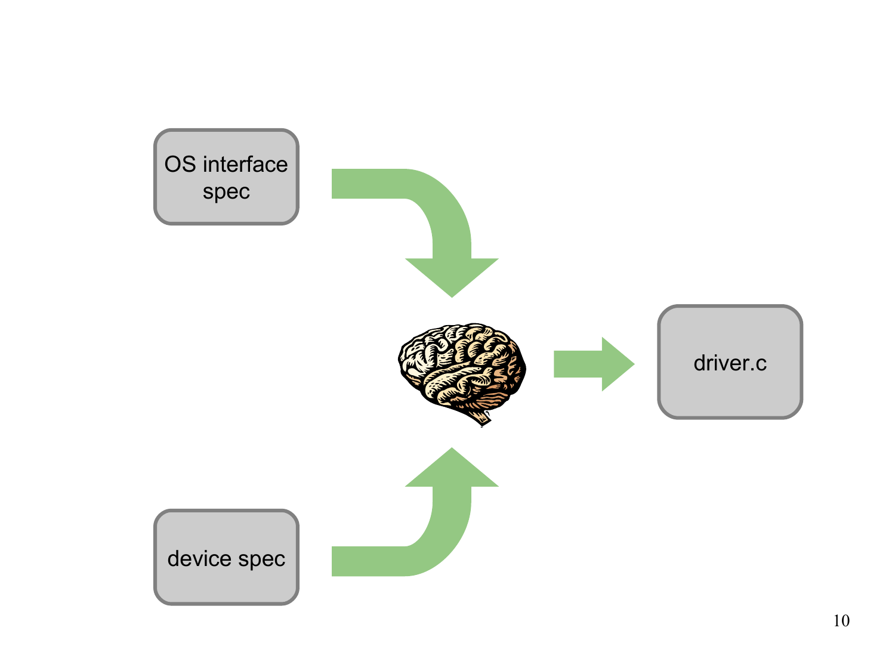OS interface spec

device spec

driver.c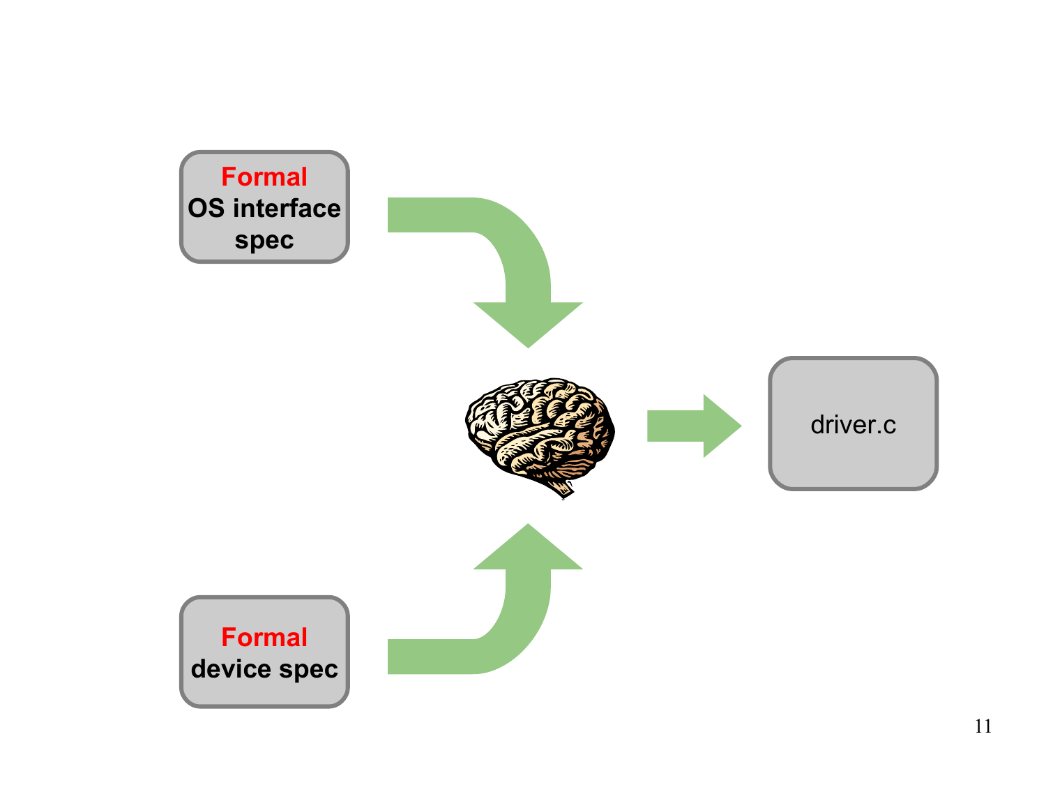**Formal** OS interface spec

**Formal** device spec

driver.c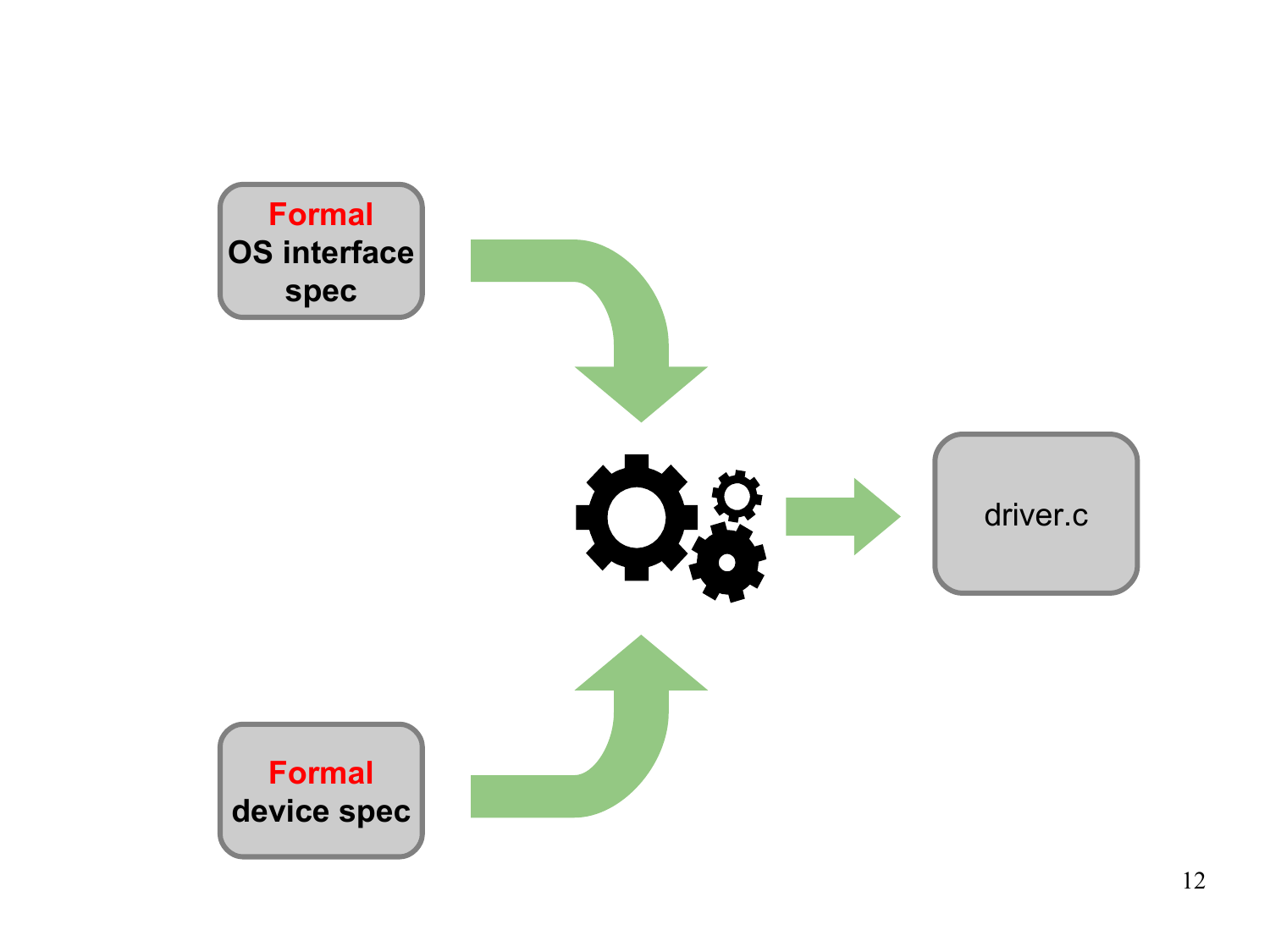**Formal** OS interface spec

**Formal** device spec

driver.c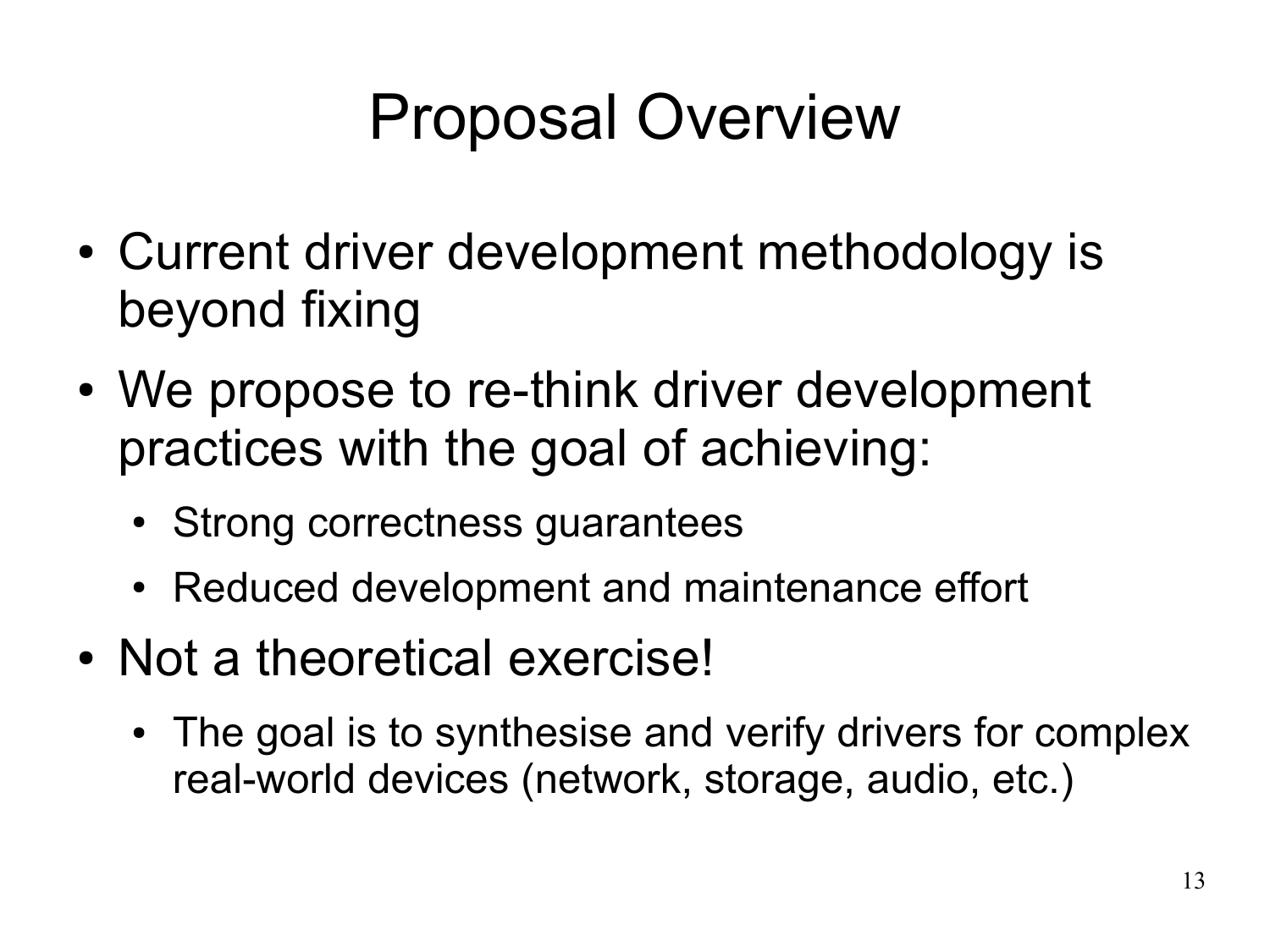# Proposal Overview

- Current driver development methodology is beyond fixing
- We propose to re-think driver development practices with the goal of achieving:
  - Strong correctness guarantees
  - Reduced development and maintenance effort
- Not a theoretical exercise!
  - The goal is to synthesise and verify drivers for complex real-world devices (network, storage, audio, etc.)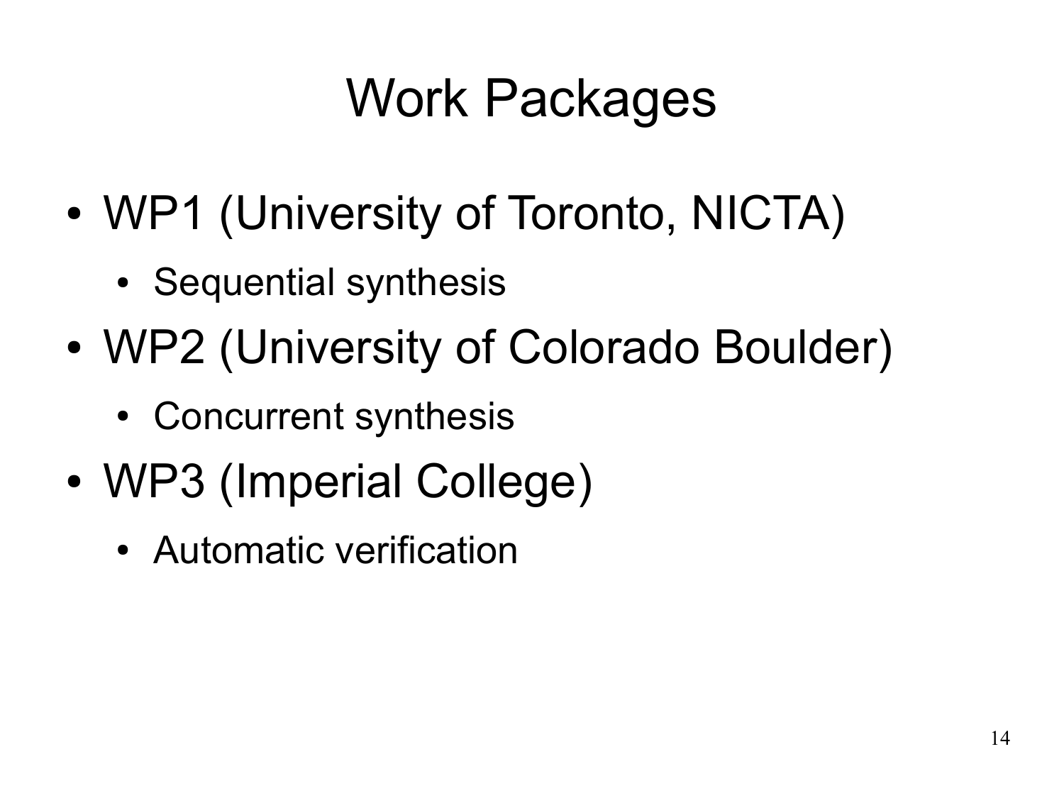# Work Packages

- WP1 (University of Toronto, NICTA)
  - Sequential synthesis
- WP2 (University of Colorado Boulder)
  - Concurrent synthesis
- WP3 (Imperial College)
  - Automatic verification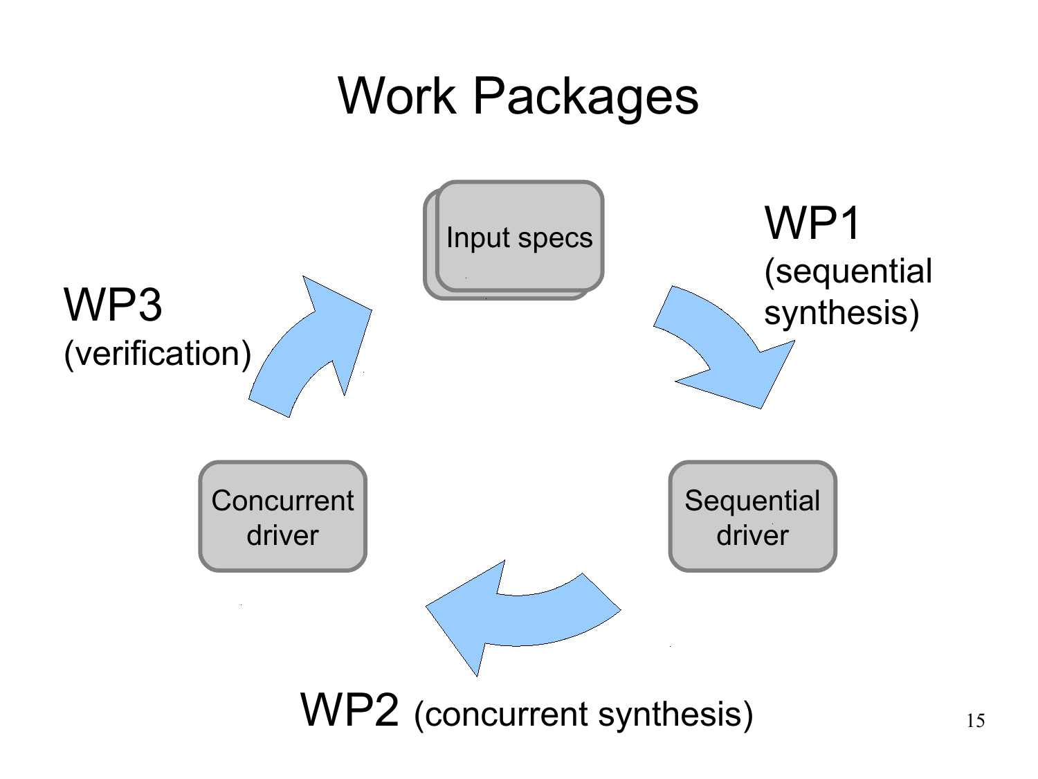# Work Packages

Input specs

WP1 (sequential synthesis)

Sequential driver

WP2 (concurrent synthesis)

Concurrent driver

WP3 (verification)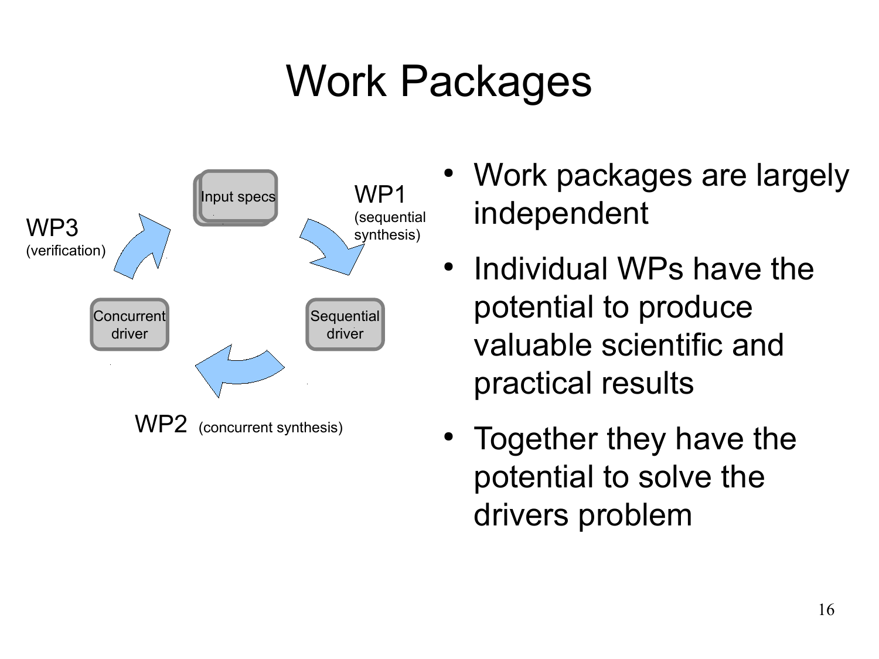# Work Packages

Input specs

WP1 (sequential synthesis)

Sequential driver

WP2 (concurrent synthesis)

Concurrent driver

WP3 (verification)

- Work packages are largely independent
- Individual WPs have the potential to produce valuable scientific and practical results
- Together they have the potential to solve the drivers problem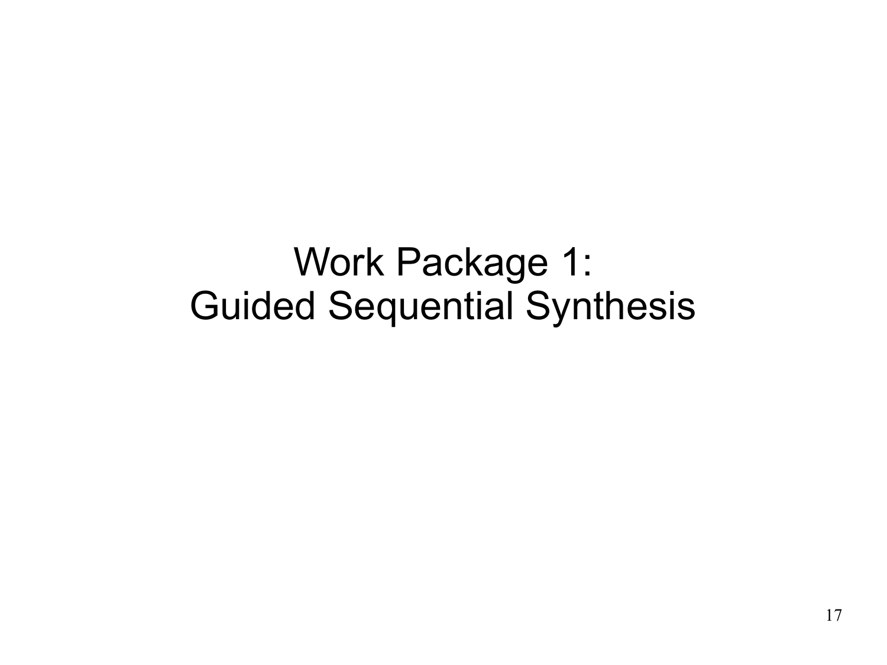# Work Package 1:
# Guided Sequential Synthesis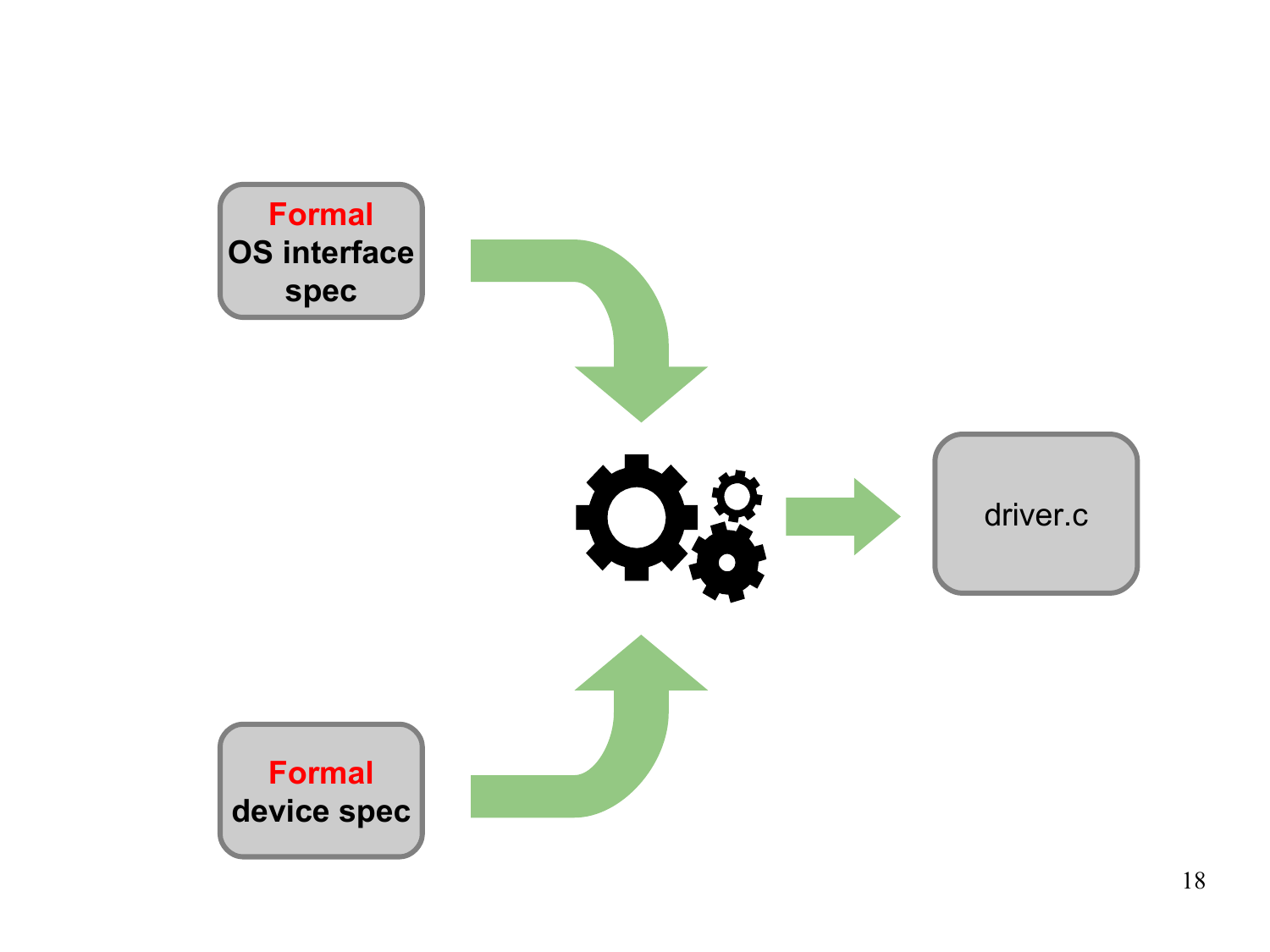**Formal** OS interface spec

**Formal** device spec

driver.c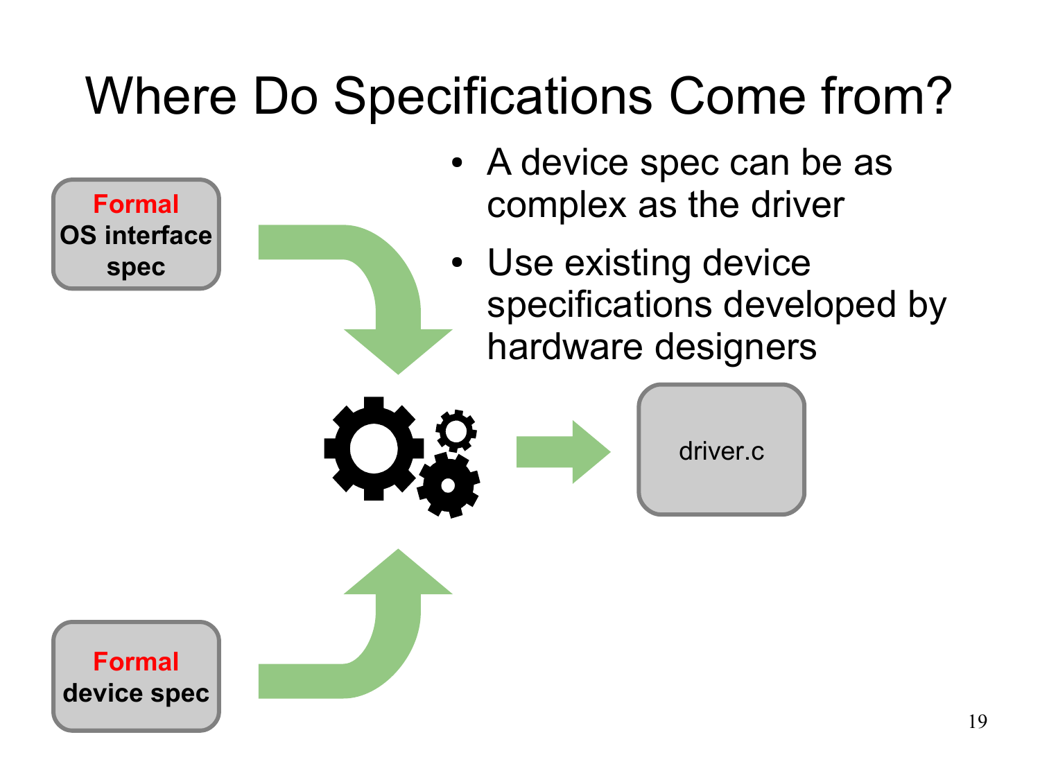# Where Do Specifications Come from?

- A device spec can be as complex as the driver
- Use existing device specifications developed by hardware designers

**Formal** **OS interface spec**

**Formal** **device spec**

driver.c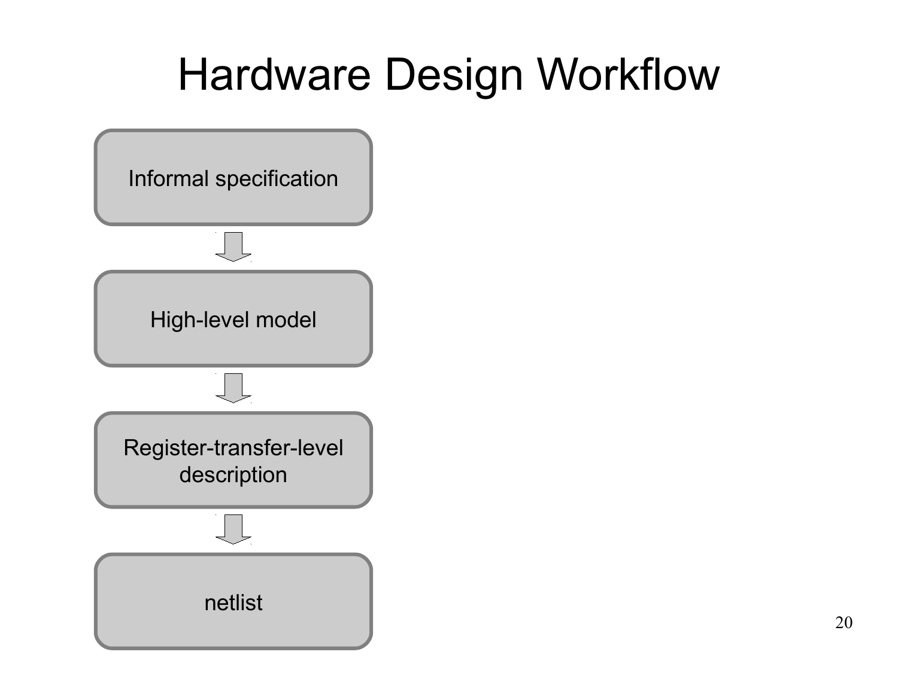# Hardware Design Workflow

- Informal specification
- High-level model
- Register-transfer-level description
- netlist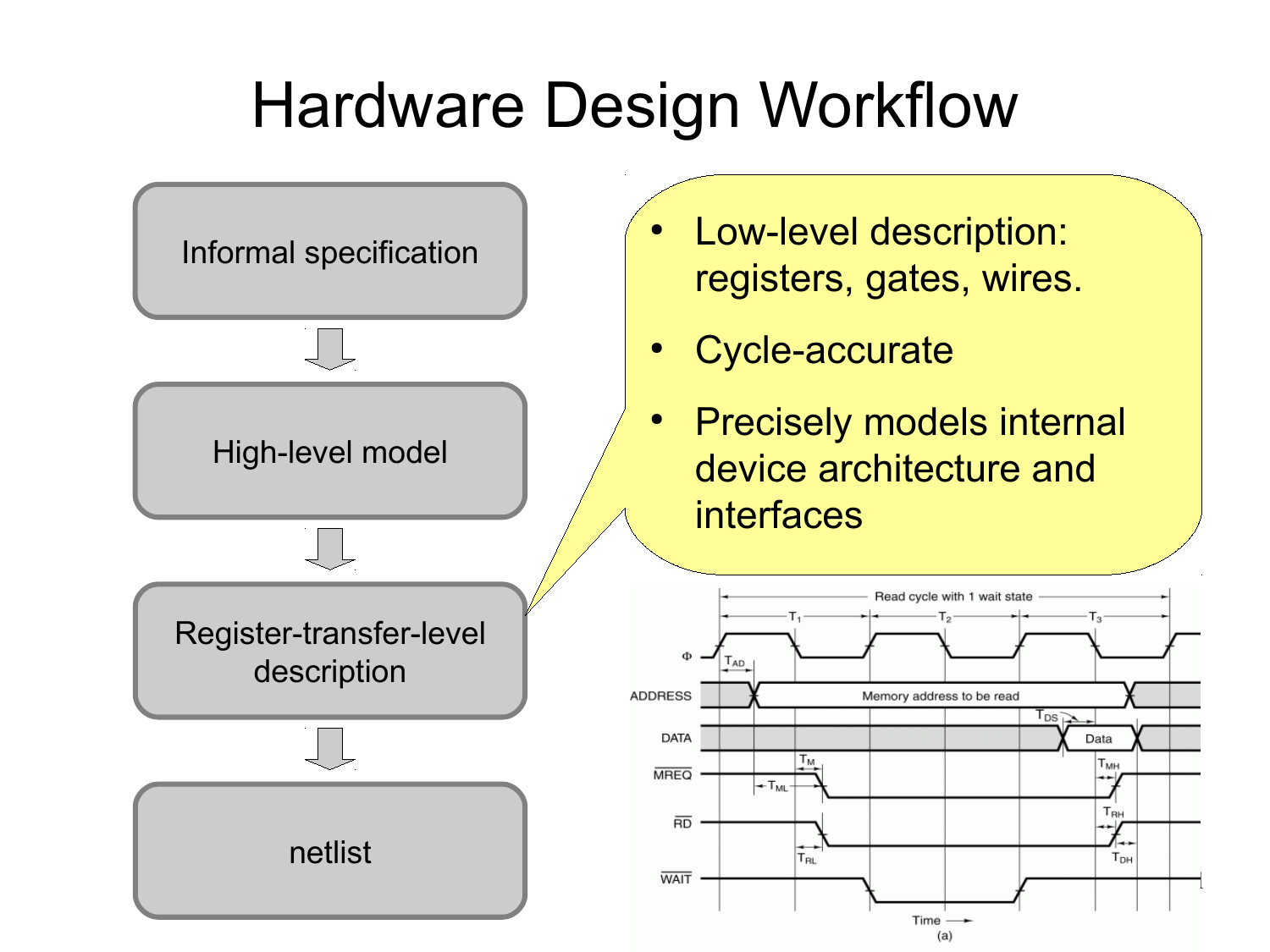# Hardware Design Workflow

- Informal specification
- High-level model
- Register-transfer-level description
- netlist

Register-transfer-level description:

- Low-level description: registers, gates, wires.
- Cycle-accurate
- Precisely models internal device architecture and interfaces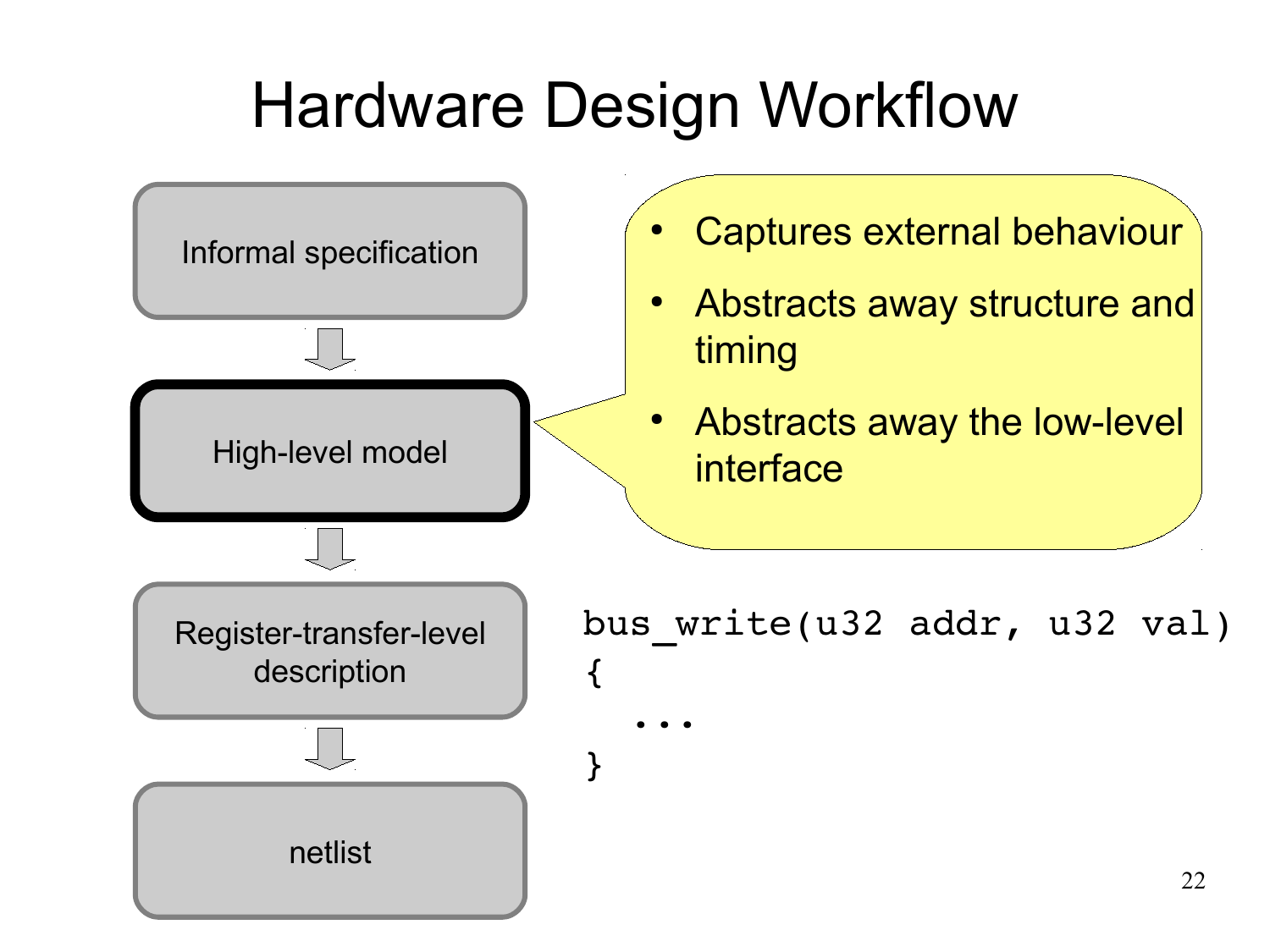# Hardware Design Workflow

- Informal specification
- **High-level model**
- Register-transfer-level description
- netlist

- Captures external behaviour
- Abstracts away structure and timing
- Abstracts away the low-level interface

```
bus_write(u32 addr, u32 val)
{
  ...
}
```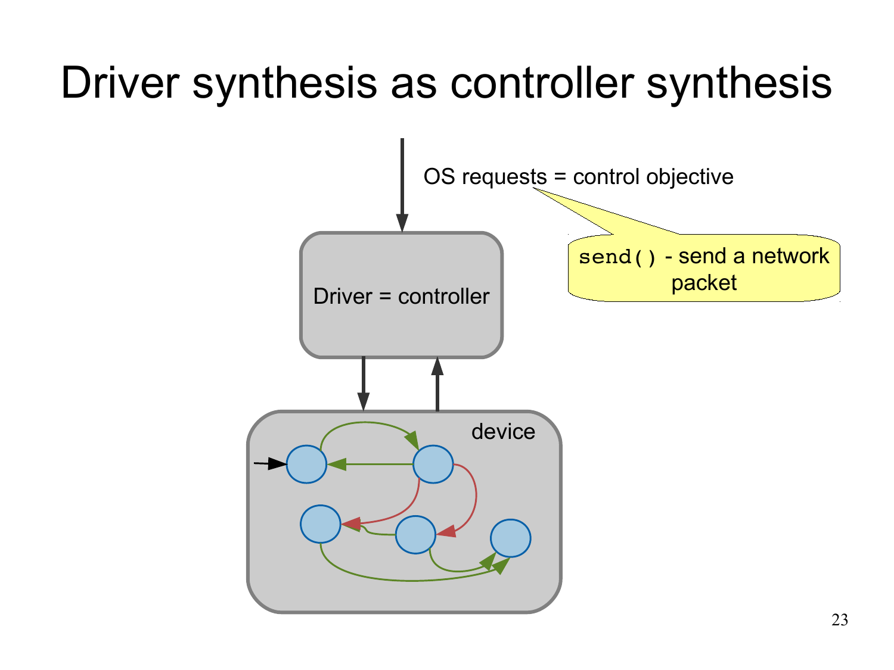# Driver synthesis as controller synthesis

OS requests = control objective

`send()` - send a network packet

Driver = controller

device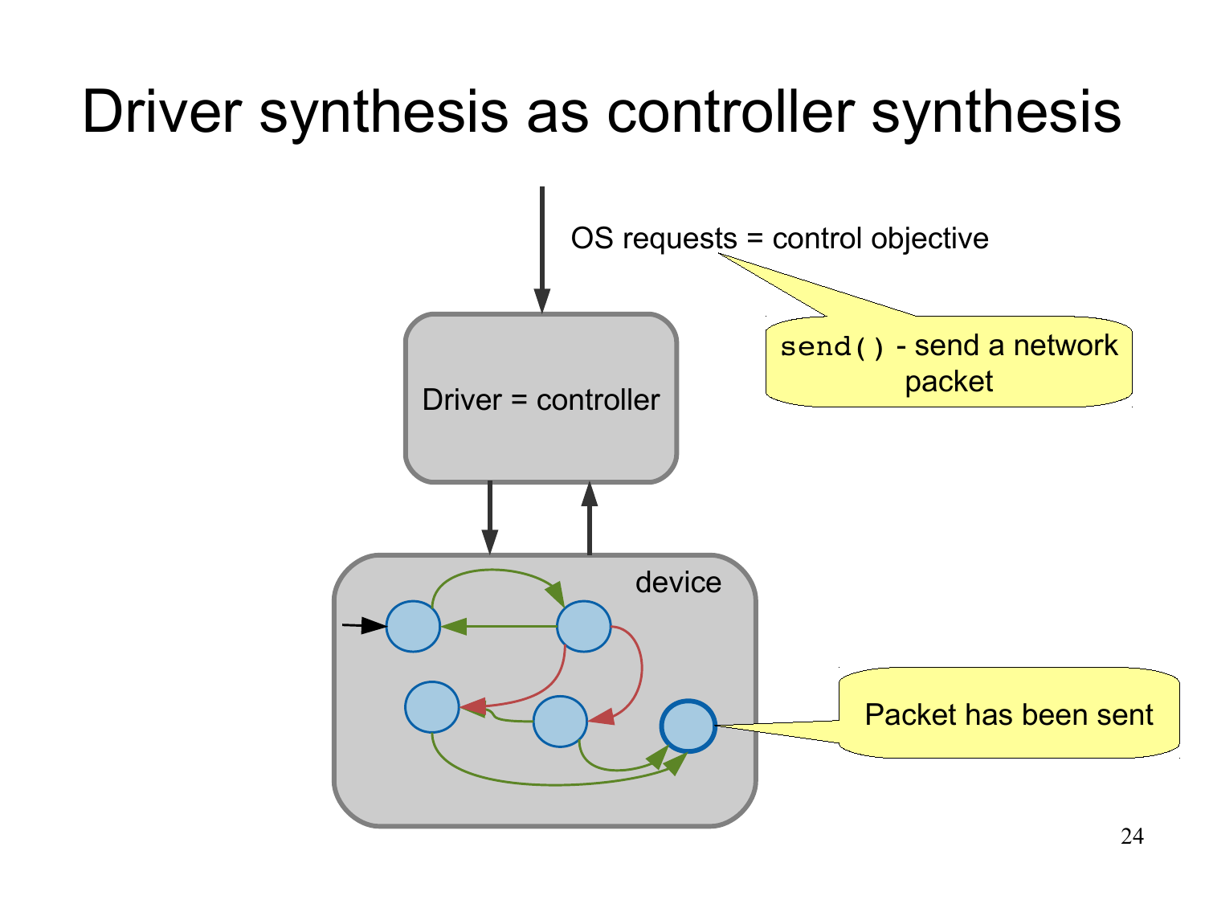# Driver synthesis as controller synthesis

OS requests = control objective

`send()` - send a network packet

Driver = controller

device

Packet has been sent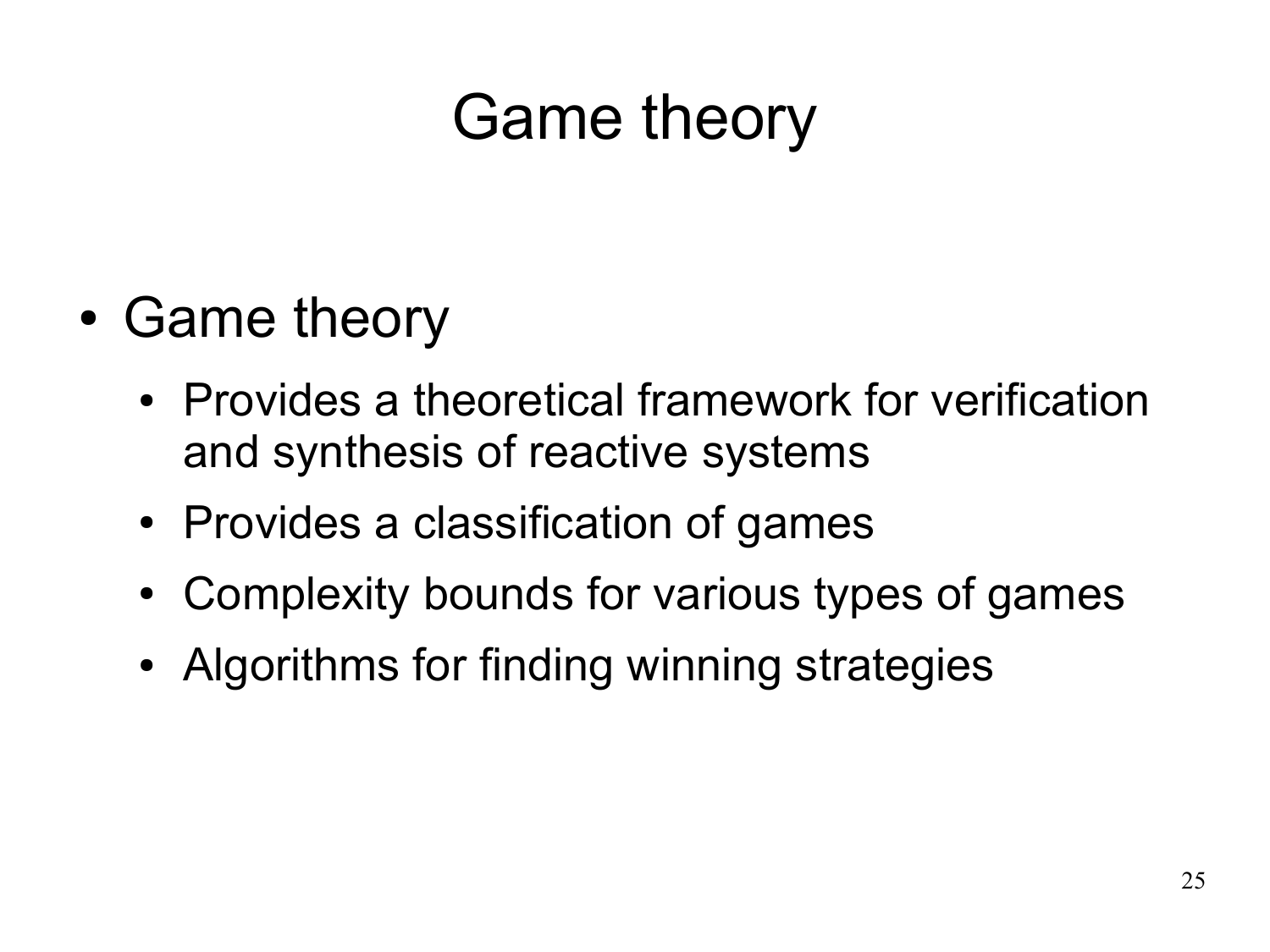# Game theory

- Game theory
  - Provides a theoretical framework for verification and synthesis of reactive systems
  - Provides a classification of games
  - Complexity bounds for various types of games
  - Algorithms for finding winning strategies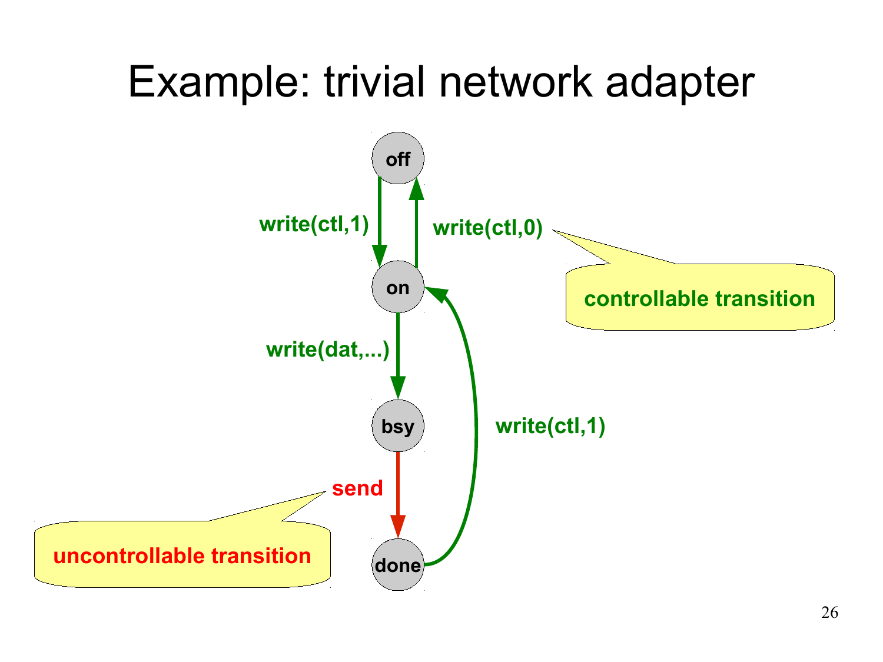# Example: trivial network adapter

off

write(ctl,1)

write(ctl,0)

controllable transition

on

write(dat,...)

bsy

write(ctl,1)

send

uncontrollable transition

done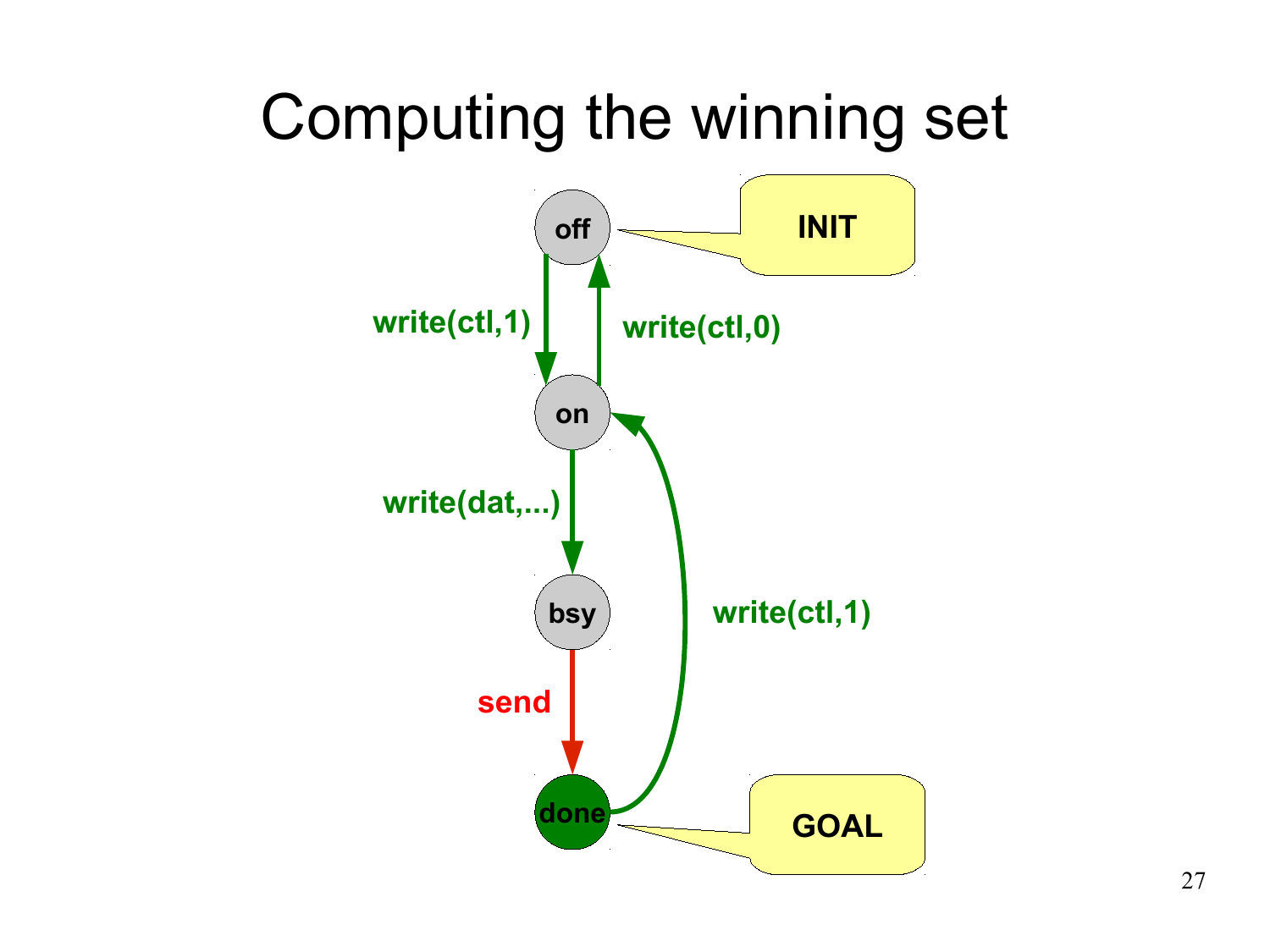# Computing the winning set

off

INIT

write(ctl,1)

write(ctl,0)

on

write(dat,...)

bsy

write(ctl,1)

send

done

GOAL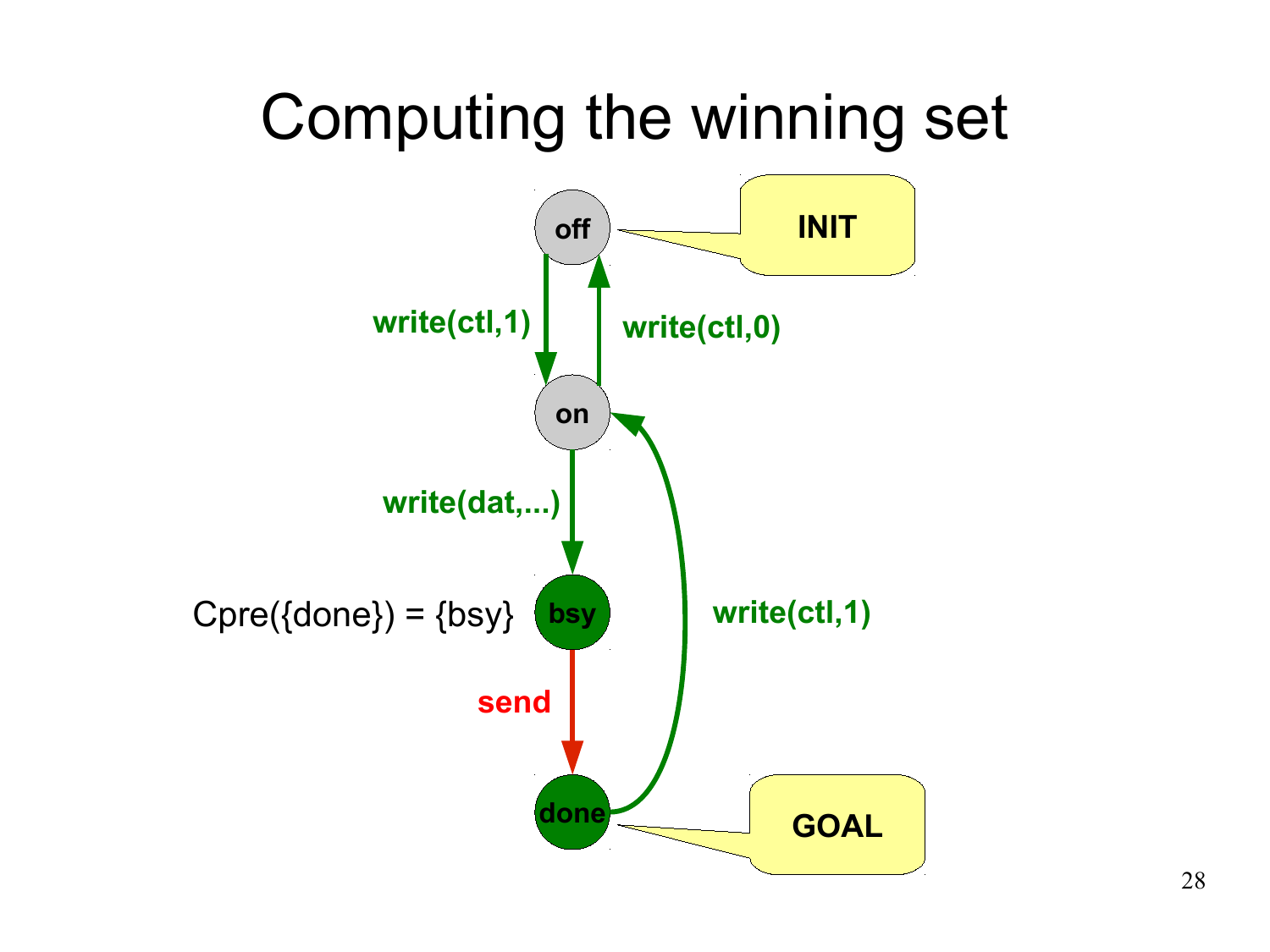# Computing the winning set

off — INIT

off → on: write(ctl,1)

on → off: write(ctl,0)

on → bsy: write(dat,...)

Cpre({done}) = {bsy}

bsy → done: send

done → on: write(ctl,1)

done — GOAL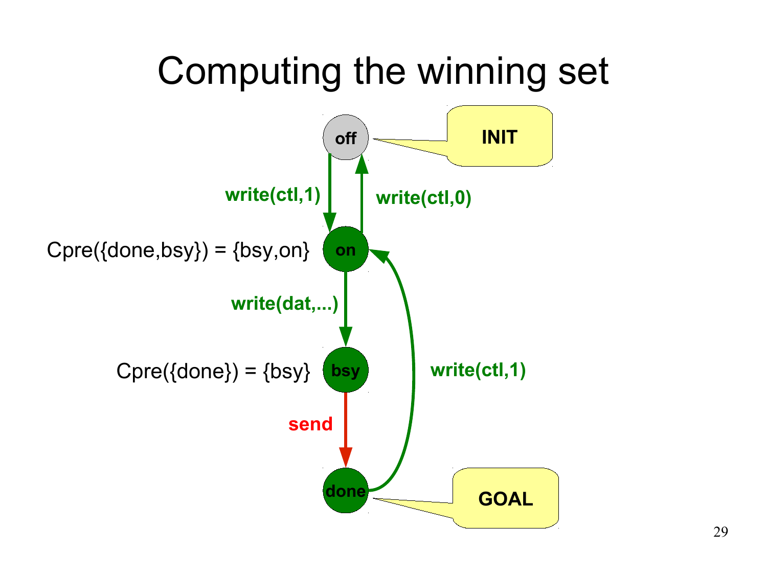# Computing the winning set

off — INIT

write(ctl,1) (off → on)

write(ctl,0) (on → off)

Cpre({done,bsy}) = {bsy,on} — on

write(dat,...) (on → bsy)

Cpre({done}) = {bsy} — bsy

send (bsy → done)

write(ctl,1) (done → on)

done — GOAL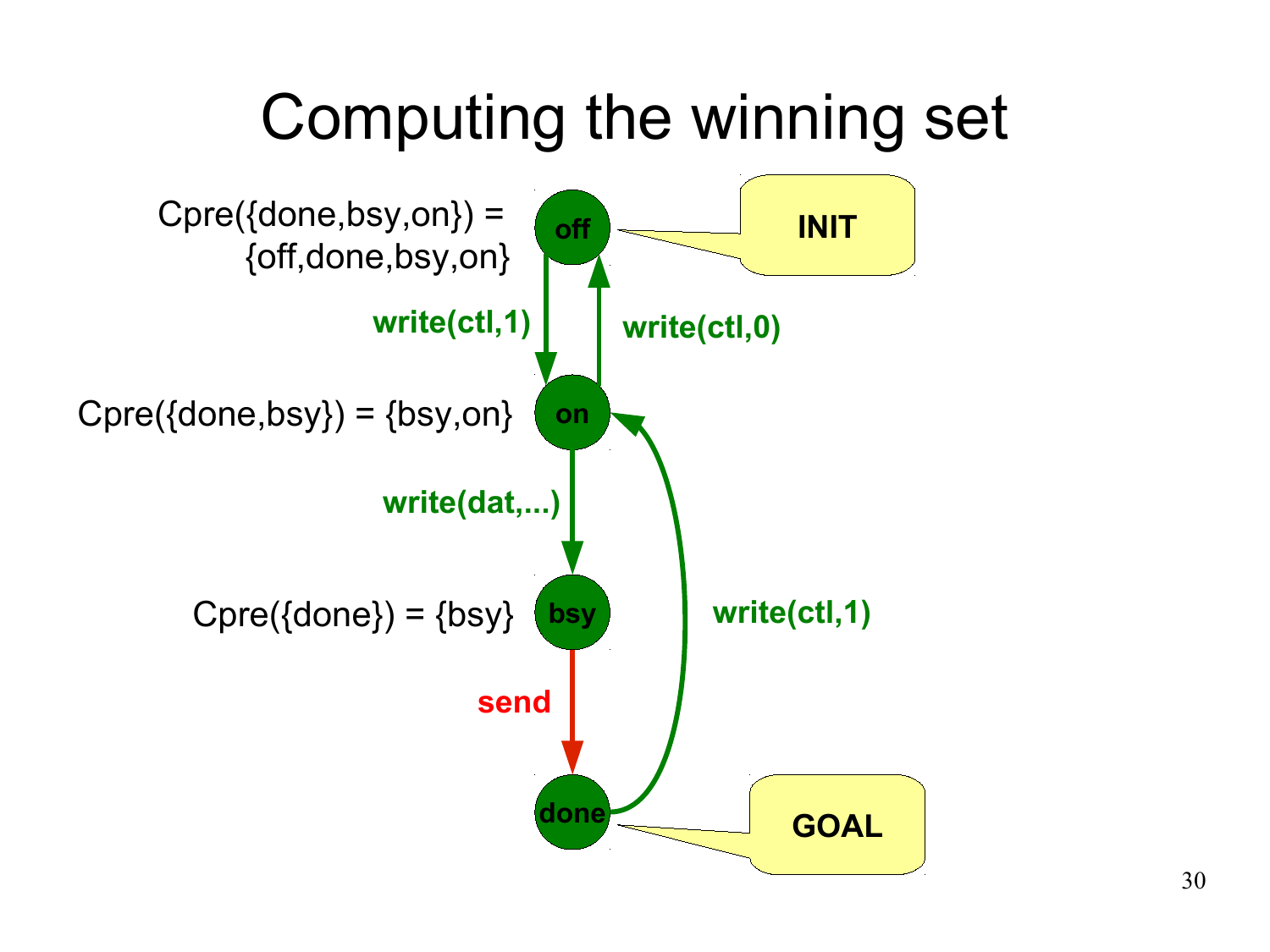# Computing the winning set

Cpre({done,bsy,on}) = {off,done,bsy,on}

Cpre({done,bsy}) = {bsy,on}

Cpre({done}) = {bsy}

off — INIT

write(ctl,1)

write(ctl,0)

on

write(dat,...)

bsy

write(ctl,1)

send

done — GOAL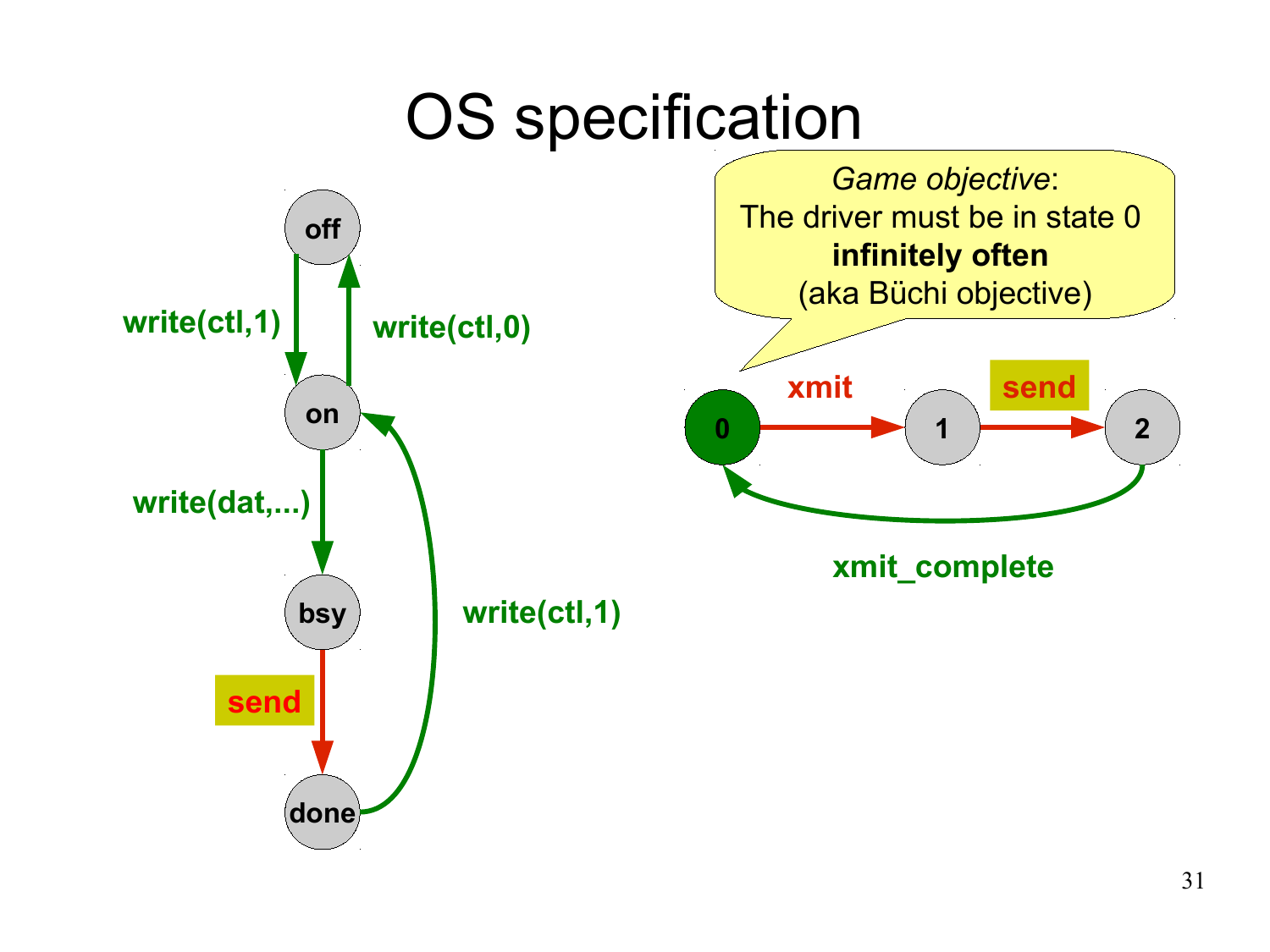# OS specification

*Game objective*:
The driver must be in state 0 **infinitely often**
(aka Büchi objective)

off → on: write(ctl,1)
on → off: write(ctl,0)
on → bsy: write(dat,...)
bsy → done: send
done → on: write(ctl,1)

0 → 1: xmit
1 → 2: send
2 → 0: xmit_complete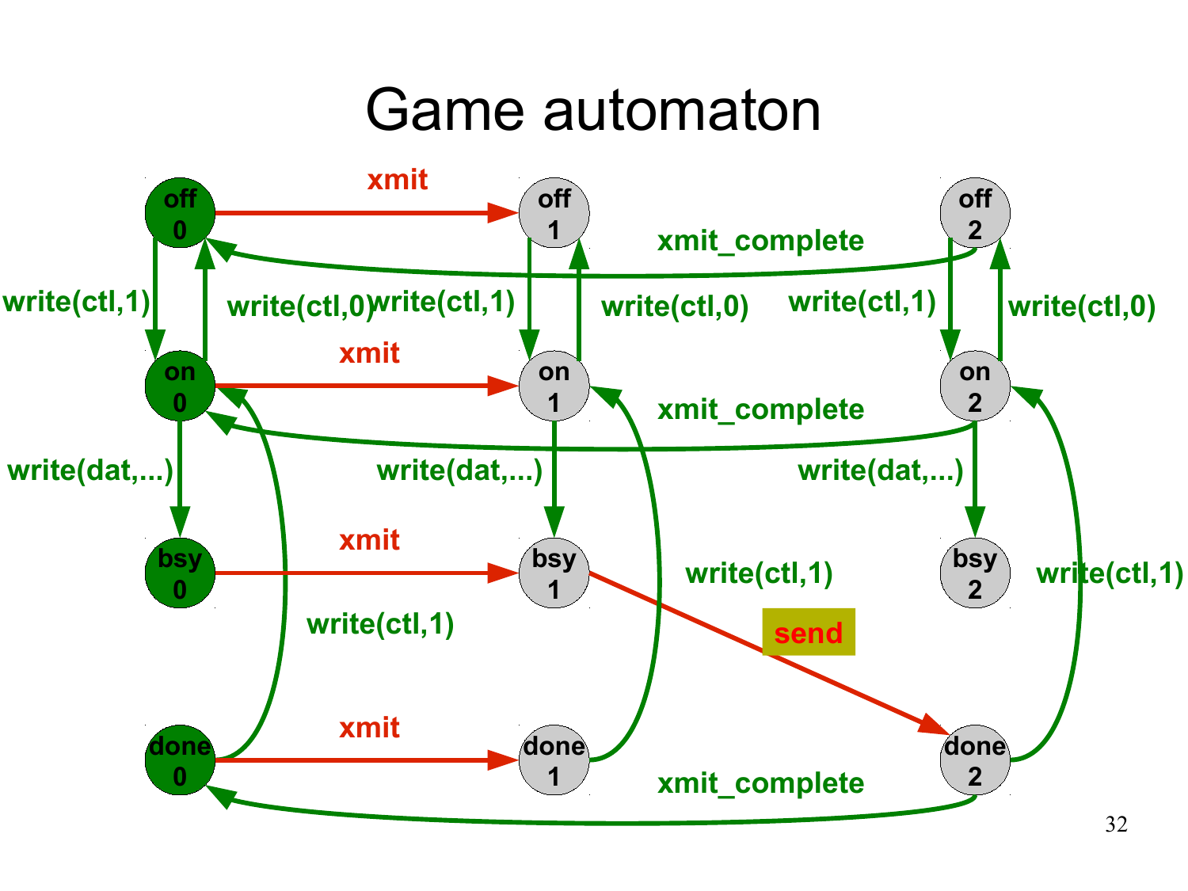# Game automaton

off 0, off 1, off 2

on 0, on 1, on 2

bsy 0, bsy 1, bsy 2

done 0, done 1, done 2

xmit

xmit_complete

write(ctl,1)

write(ctl,0)

write(dat,...)

send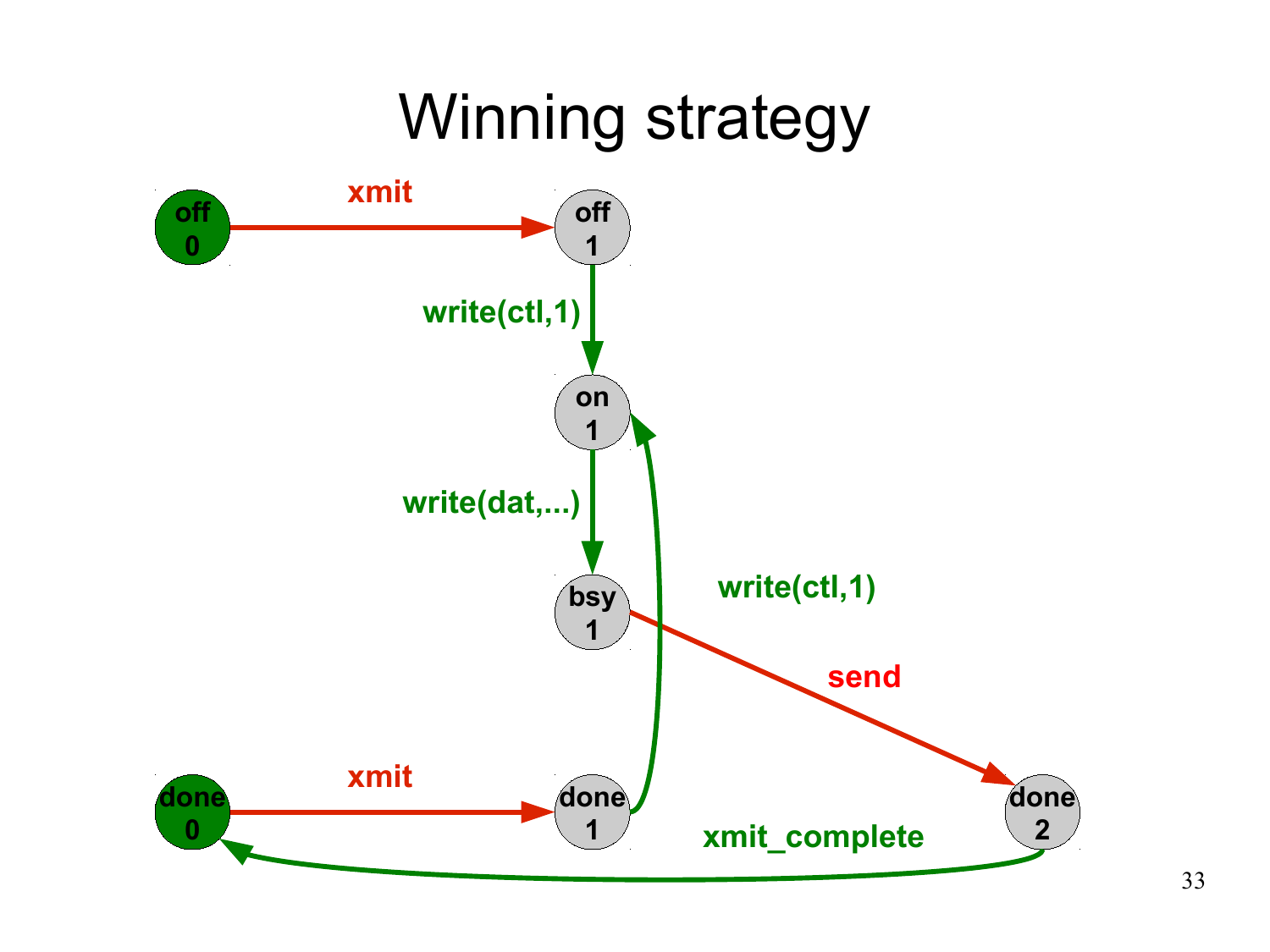# Winning strategy

off 0 —xmit→ off 1

off 1 —write(ctl,1)→ on 1

on 1 —write(dat,...)→ bsy 1

bsy 1 —send→ done 2

done 2 —xmit_complete→ done 0

done 0 —xmit→ done 1

done 1 —write(ctl,1)→ on 1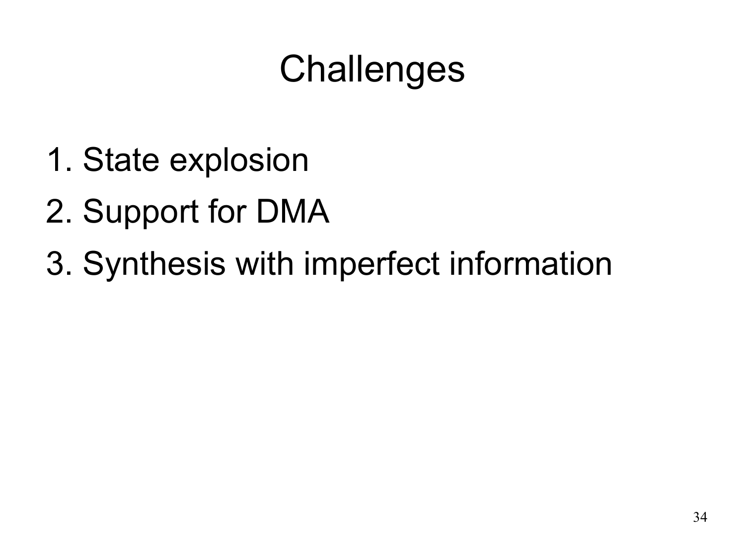# Challenges

1. State explosion
2. Support for DMA
3. Synthesis with imperfect information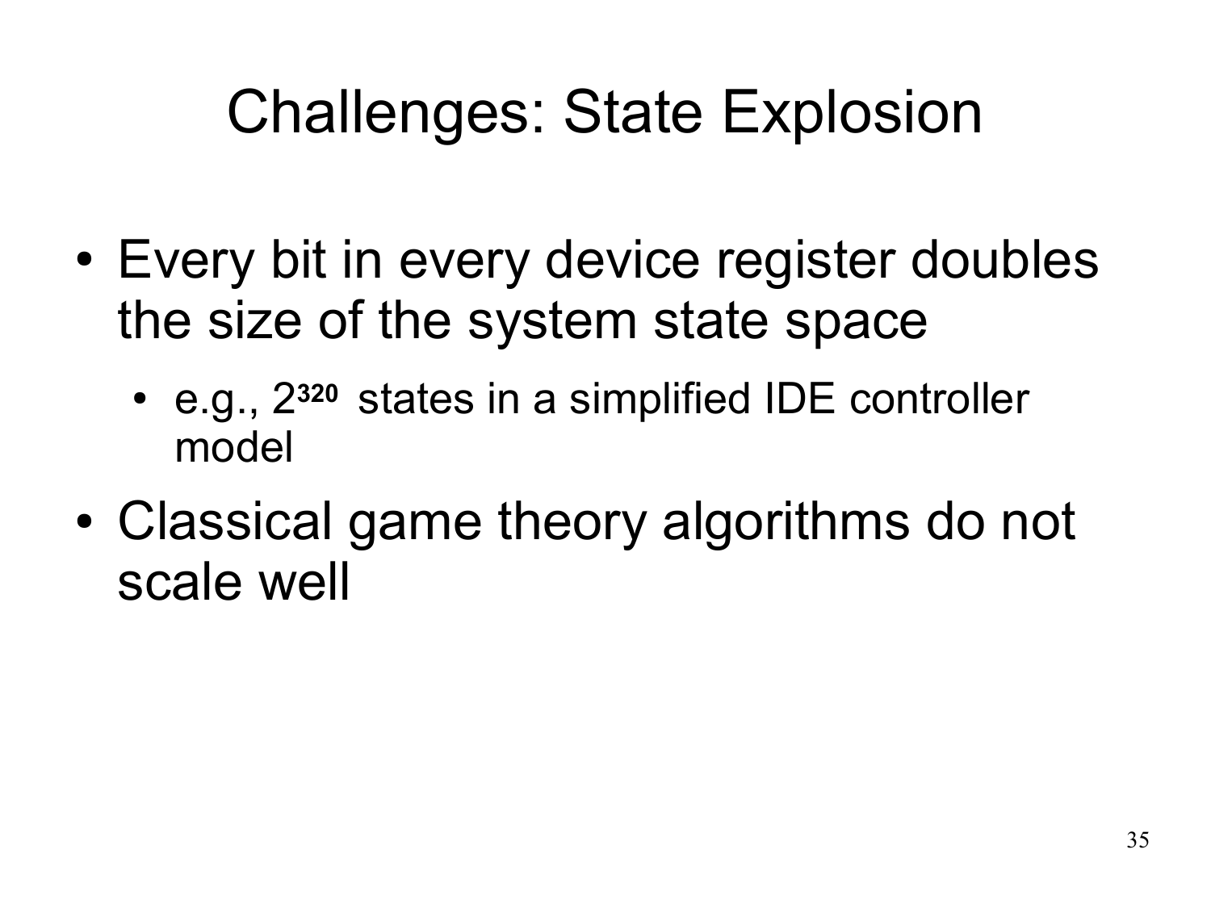# Challenges: State Explosion

- Every bit in every device register doubles the size of the system state space
  - e.g., $2^{320}$ states in a simplified IDE controller model
- Classical game theory algorithms do not scale well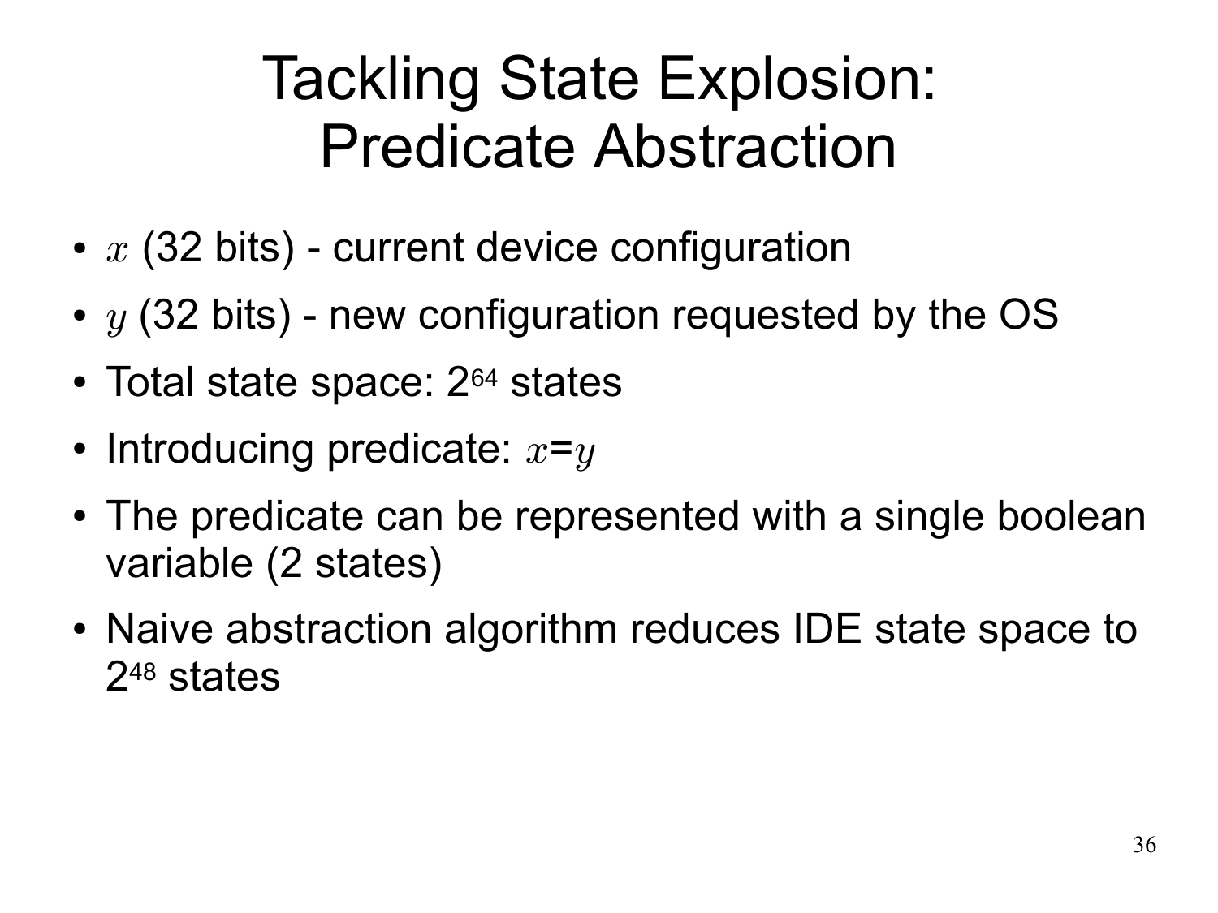# Tackling State Explosion: Predicate Abstraction

- $x$ (32 bits) - current device configuration
- $y$ (32 bits) - new configuration requested by the OS
- Total state space: $2^{64}$ states
- Introducing predicate: $x$=$y$
- The predicate can be represented with a single boolean variable (2 states)
- Naive abstraction algorithm reduces IDE state space to $2^{48}$ states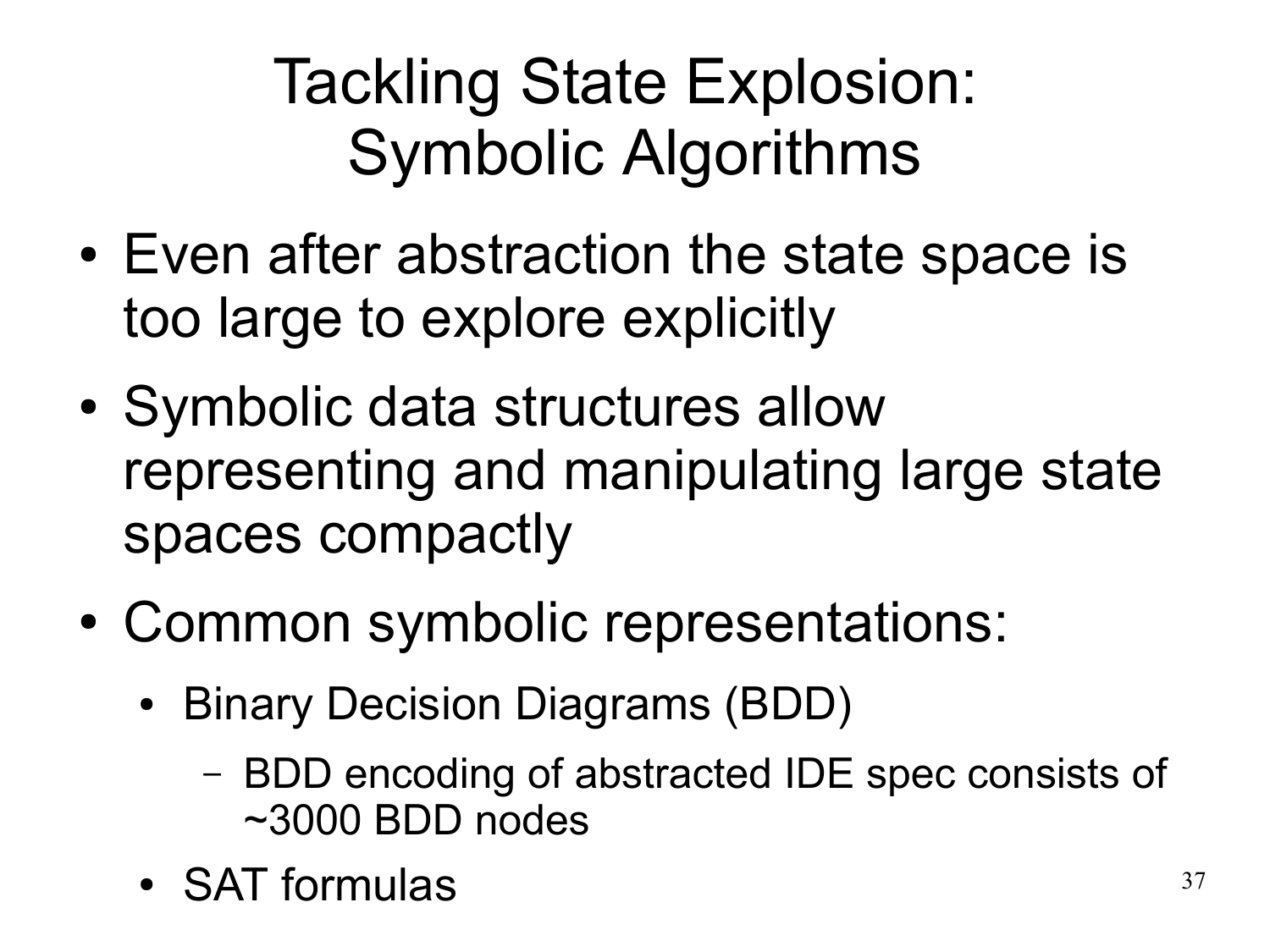# Tackling State Explosion: Symbolic Algorithms

- Even after abstraction the state space is too large to explore explicitly
- Symbolic data structures allow representing and manipulating large state spaces compactly
- Common symbolic representations:
  - Binary Decision Diagrams (BDD)
    - BDD encoding of abstracted IDE spec consists of ~3000 BDD nodes
  - SAT formulas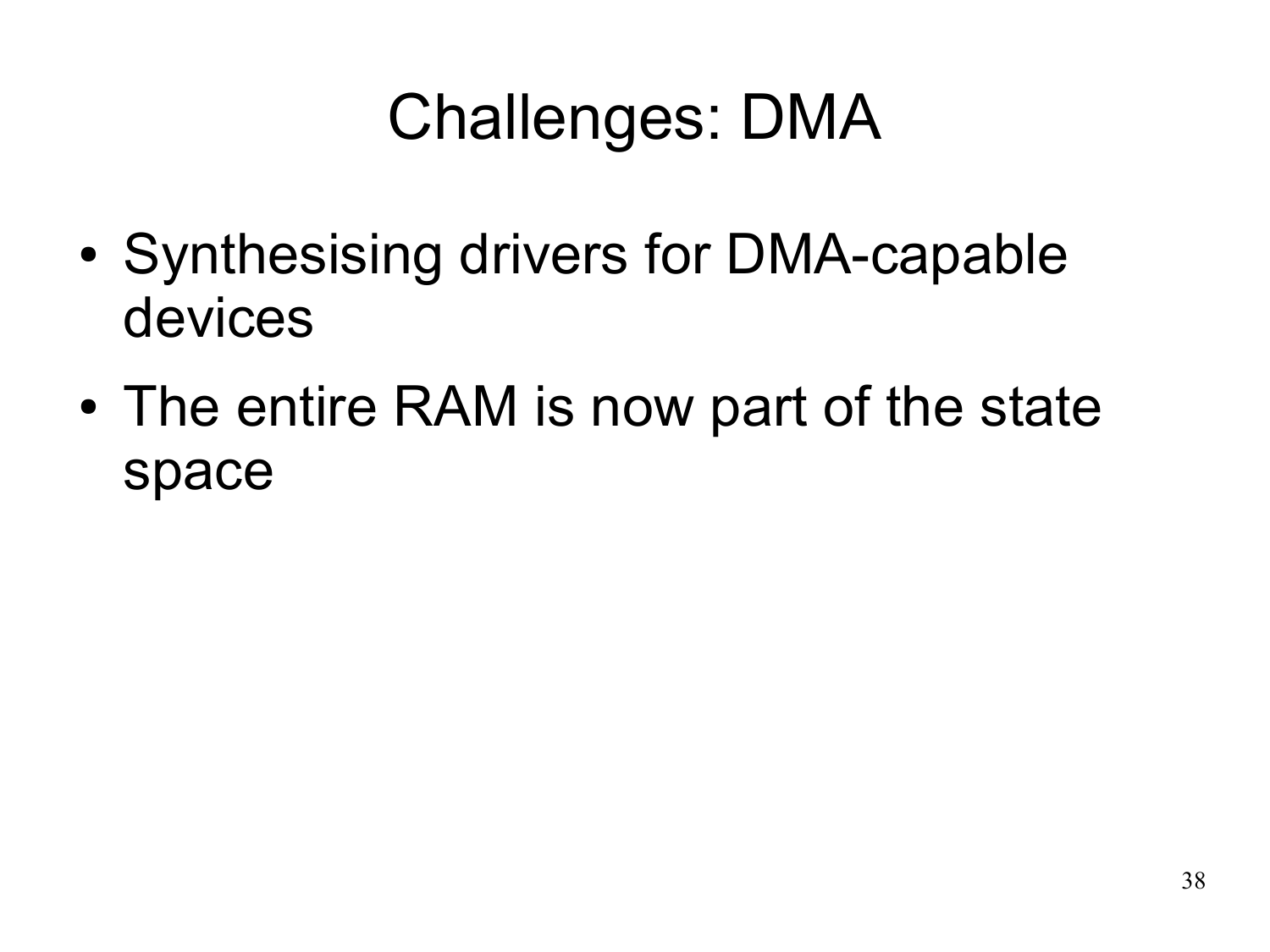# Challenges: DMA

- Synthesising drivers for DMA-capable devices
- The entire RAM is now part of the state space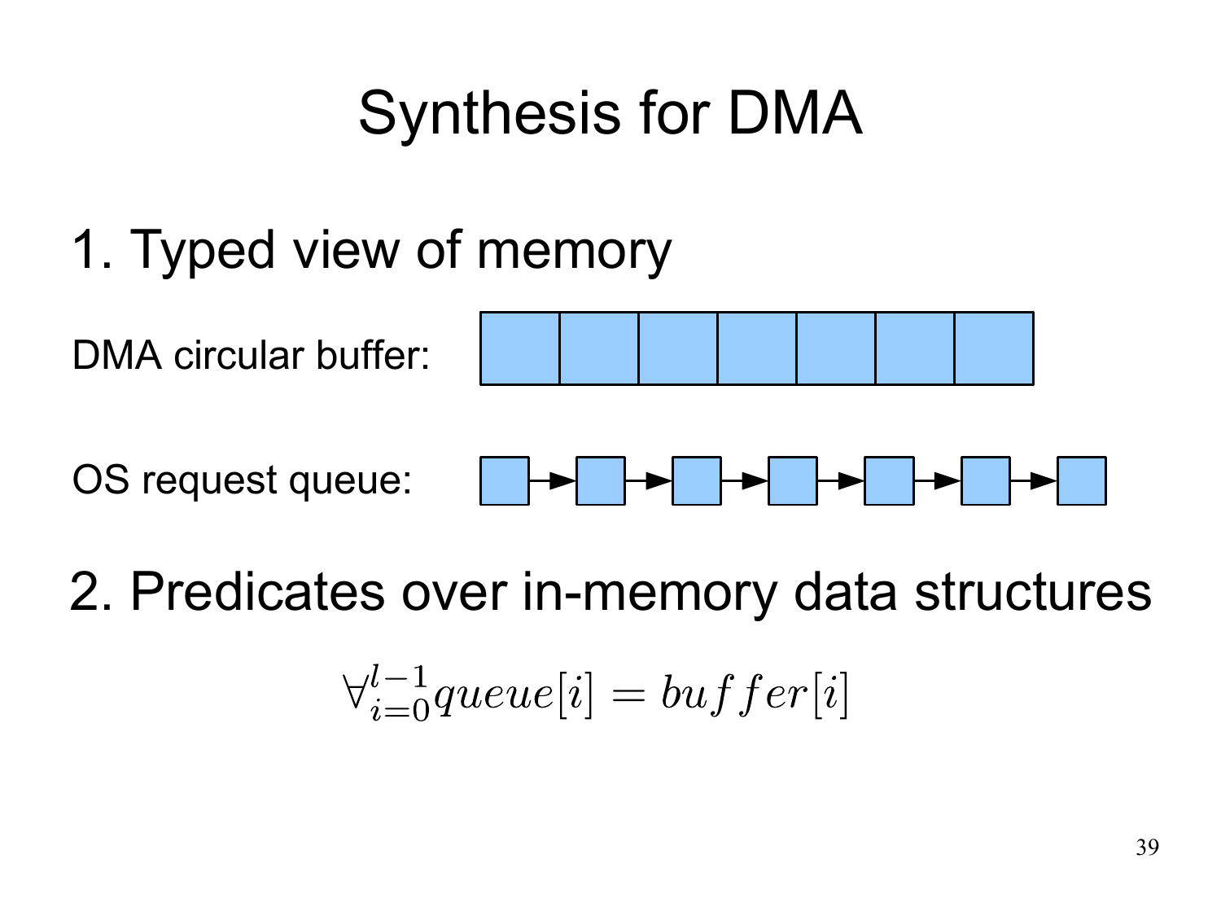# Synthesis for DMA

1. Typed view of memory

DMA circular buffer:

OS request queue:

2. Predicates over in-memory data structures

$$\forall_{i=0}^{l-1} queue[i] = buffer[i]$$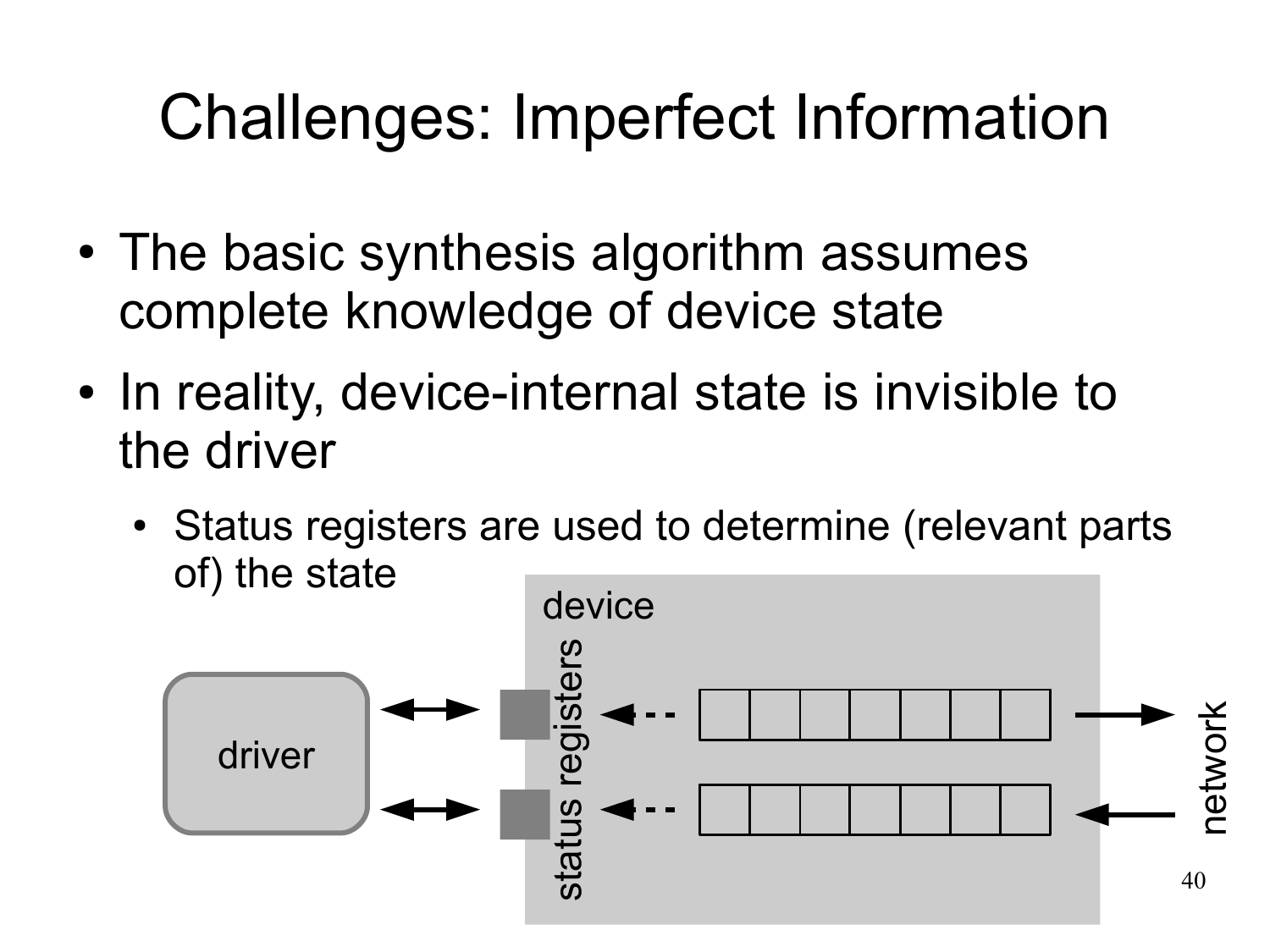# Challenges: Imperfect Information

- The basic synthesis algorithm assumes complete knowledge of device state
- In reality, device-internal state is invisible to the driver
  - Status registers are used to determine (relevant parts of) the state

driver

device

status registers

network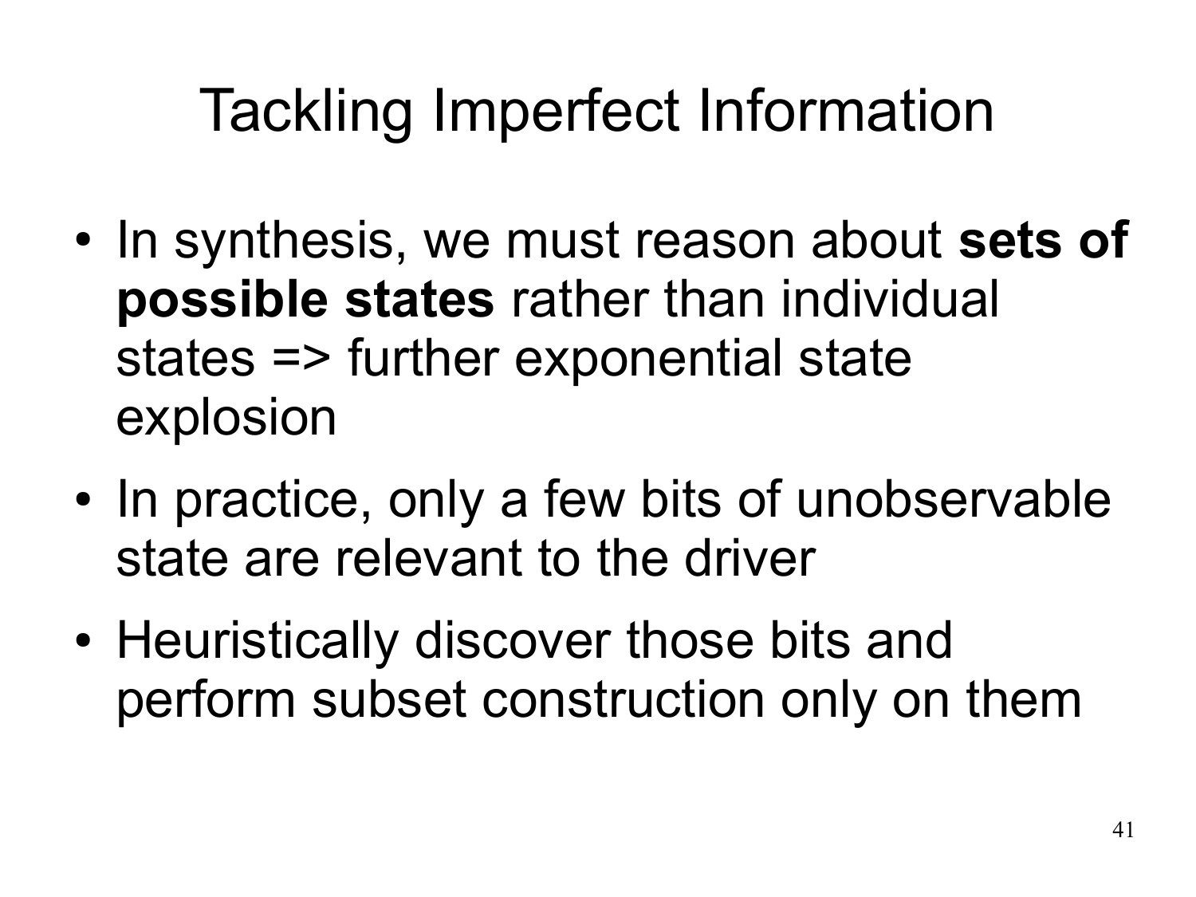# Tackling Imperfect Information

- In synthesis, we must reason about **sets of possible states** rather than individual states => further exponential state explosion
- In practice, only a few bits of unobservable state are relevant to the driver
- Heuristically discover those bits and perform subset construction only on them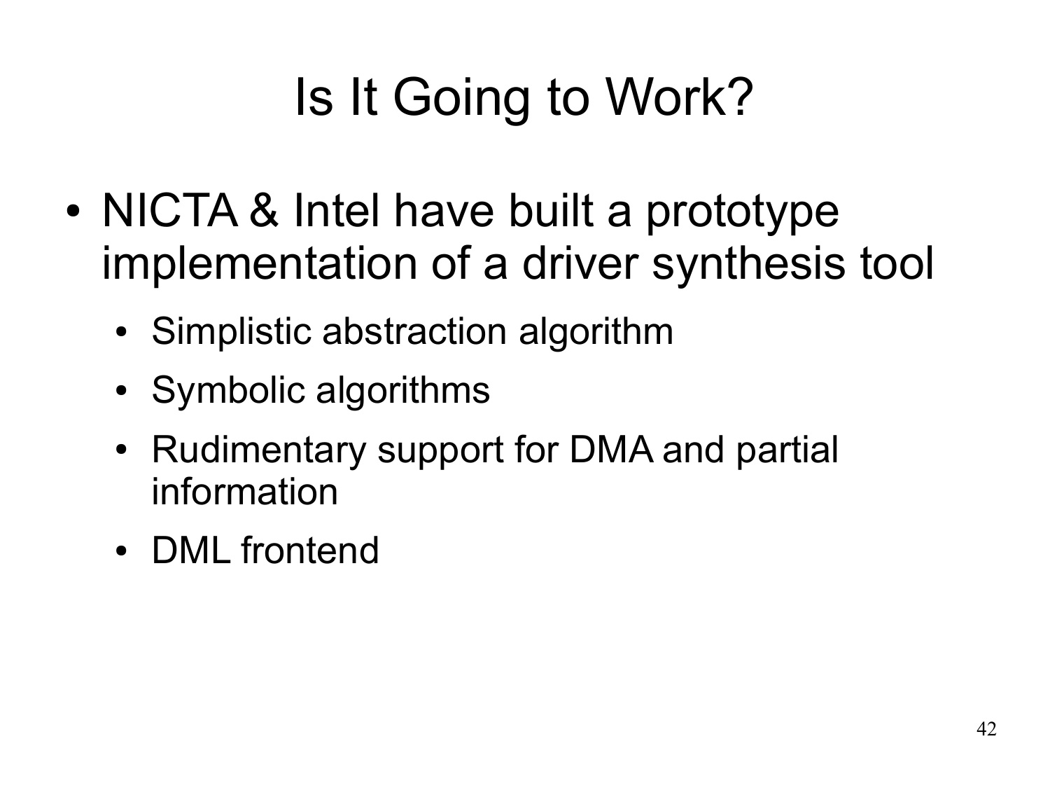# Is It Going to Work?

- NICTA & Intel have built a prototype implementation of a driver synthesis tool
  - Simplistic abstraction algorithm
  - Symbolic algorithms
  - Rudimentary support for DMA and partial information
  - DML frontend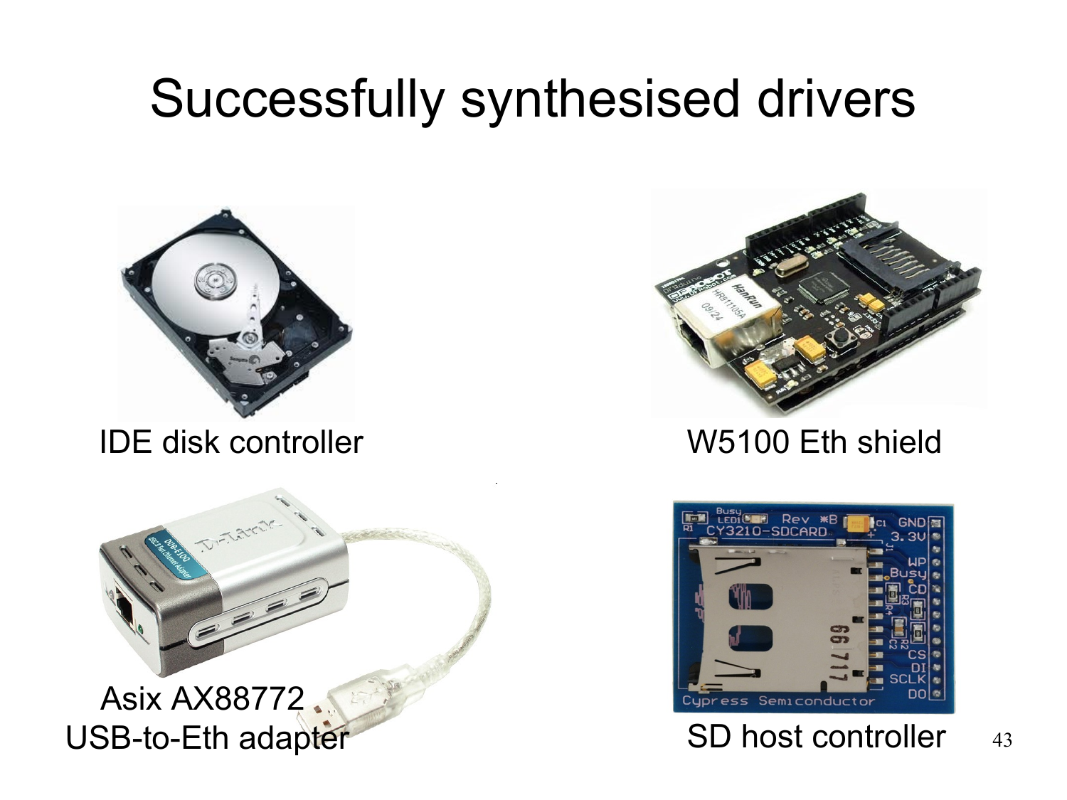# Successfully synthesised drivers

IDE disk controller

W5100 Eth shield

Asix AX88772 USB-to-Eth adapter

SD host controller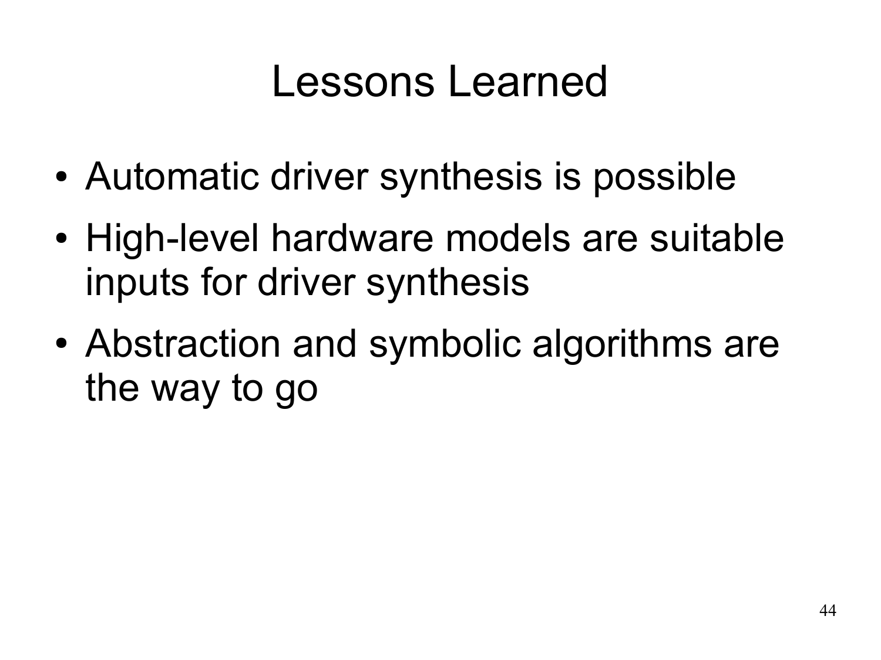# Lessons Learned

- Automatic driver synthesis is possible
- High-level hardware models are suitable inputs for driver synthesis
- Abstraction and symbolic algorithms are the way to go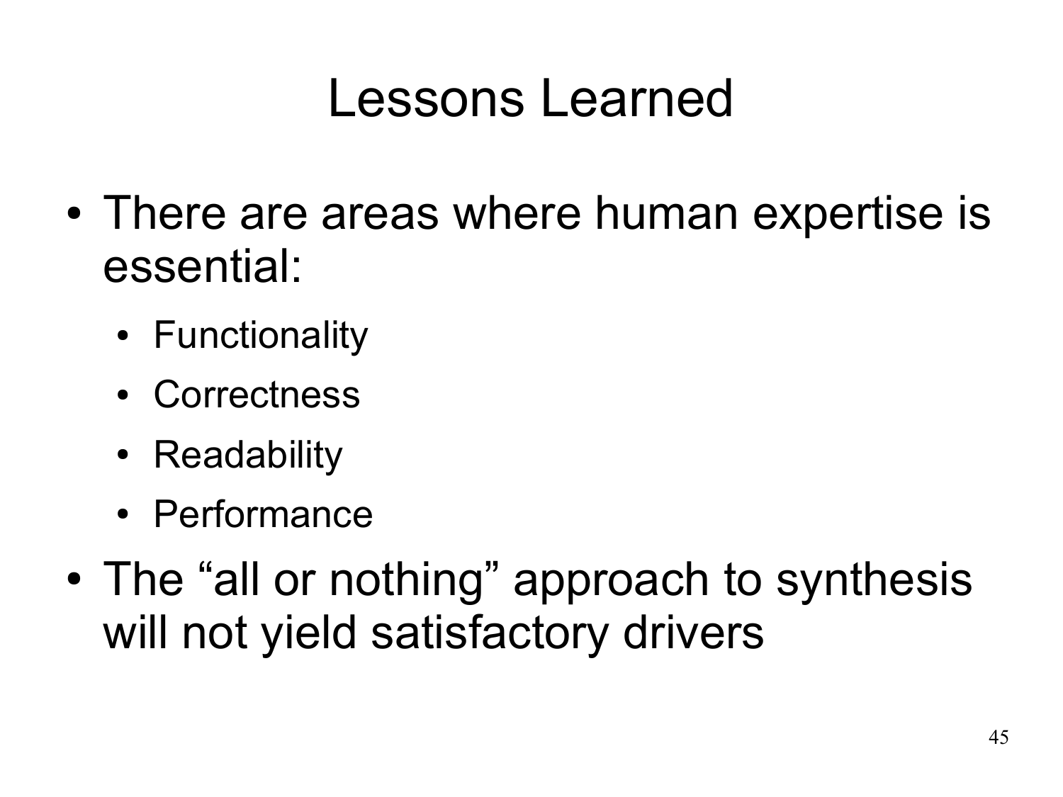# Lessons Learned

- There are areas where human expertise is essential:
  - Functionality
  - Correctness
  - Readability
  - Performance
- The “all or nothing” approach to synthesis will not yield satisfactory drivers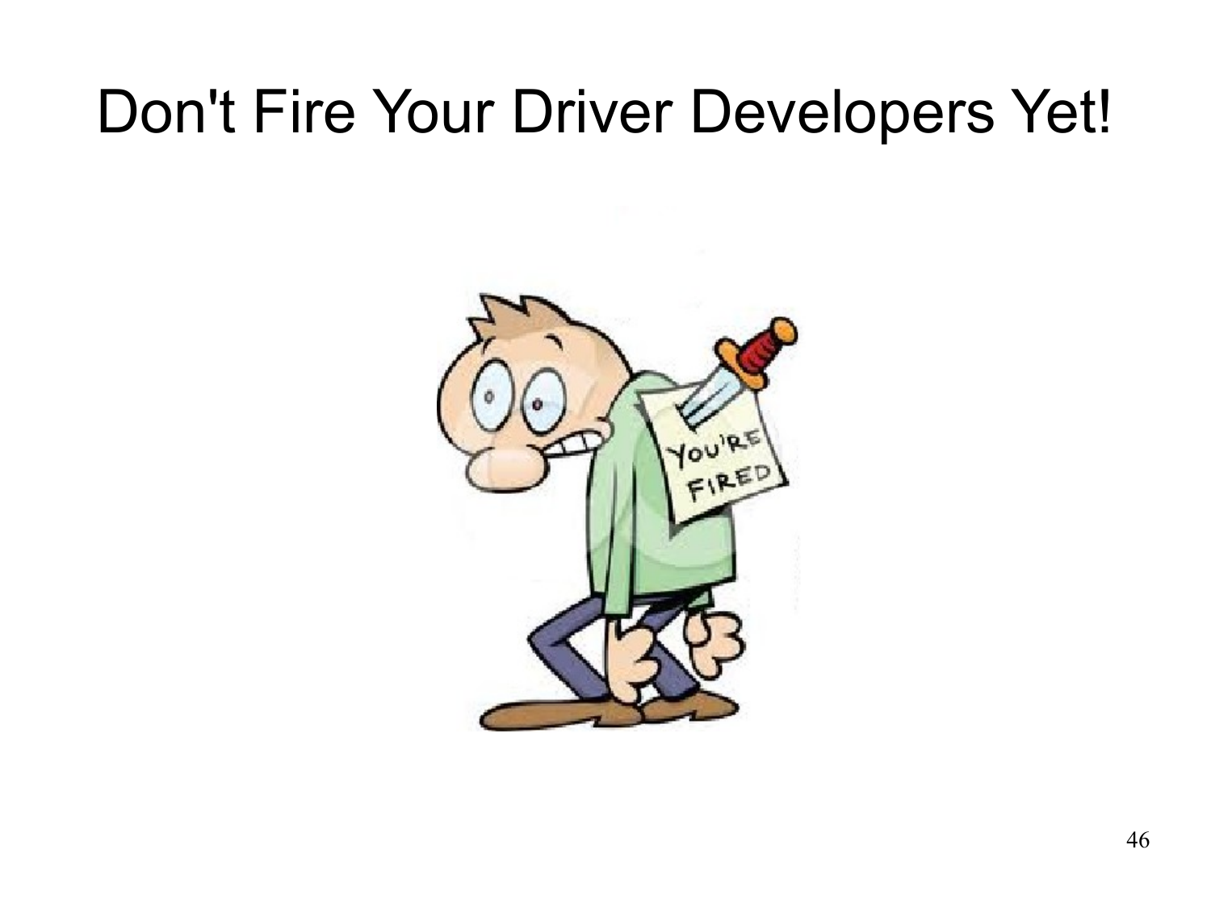# Don't Fire Your Driver Developers Yet!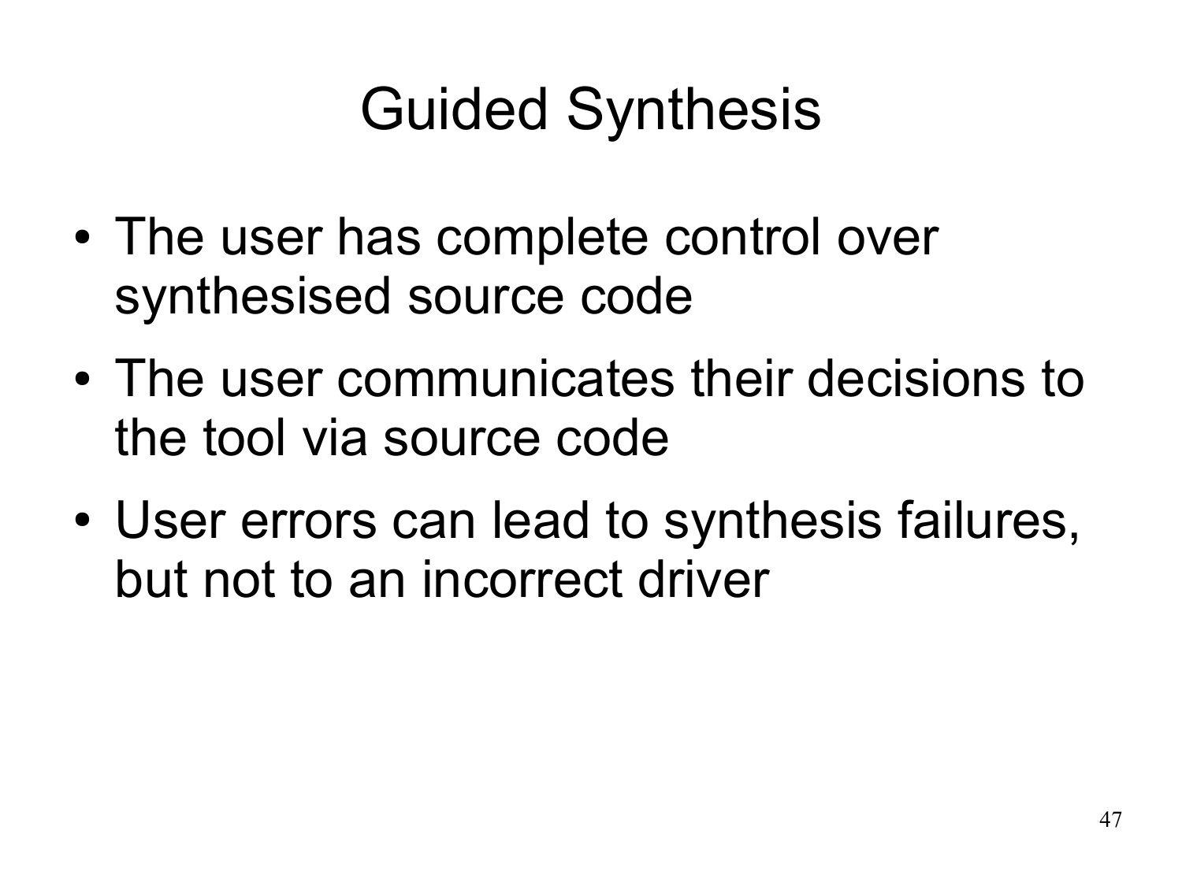# Guided Synthesis

- The user has complete control over synthesised source code
- The user communicates their decisions to the tool via source code
- User errors can lead to synthesis failures, but not to an incorrect driver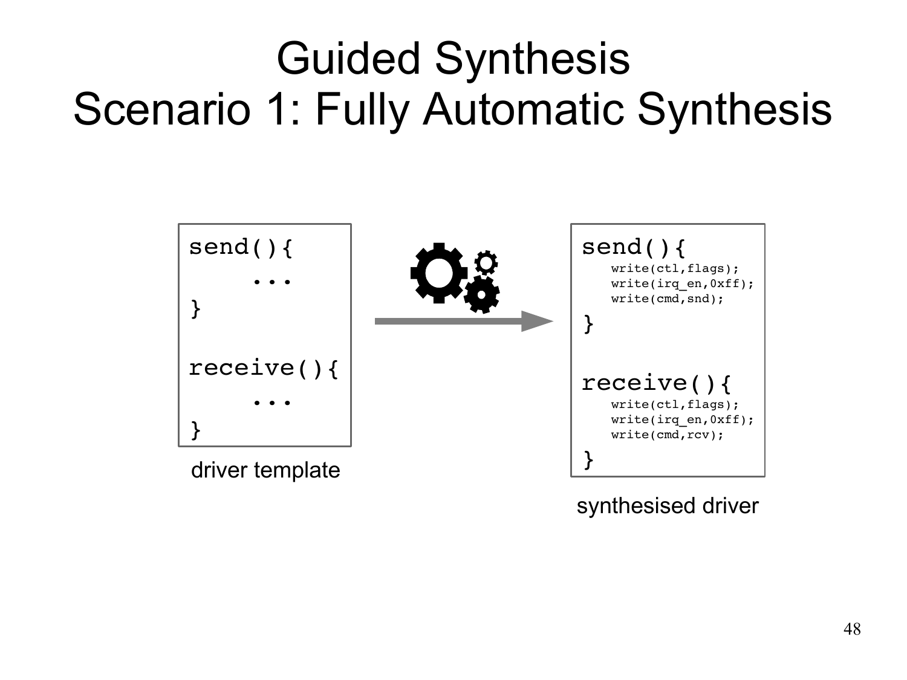# Guided Synthesis
# Scenario 1: Fully Automatic Synthesis

```
send(){
    ...
}

receive(){
    ...
}
```

driver template

```
send(){
    write(ctl,flags);
    write(irq_en,0xff);
    write(cmd,snd);
}

receive(){
    write(ctl,flags);
    write(irq_en,0xff);
    write(cmd,rcv);
}
```

synthesised driver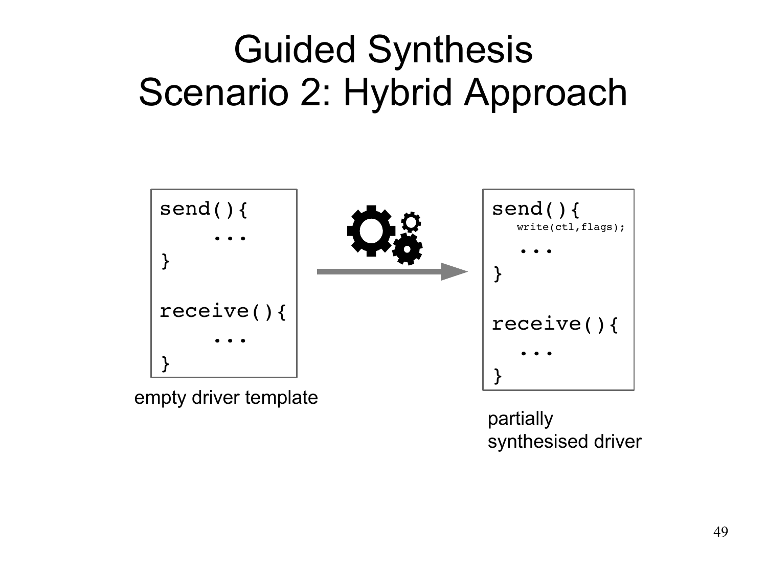# Guided Synthesis
# Scenario 2: Hybrid Approach

```
send(){
    ...
}

receive(){
    ...
}
```

empty driver template

```
send(){
    write(ctl,flags);
    ...
}

receive(){
    ...
}
```

partially synthesised driver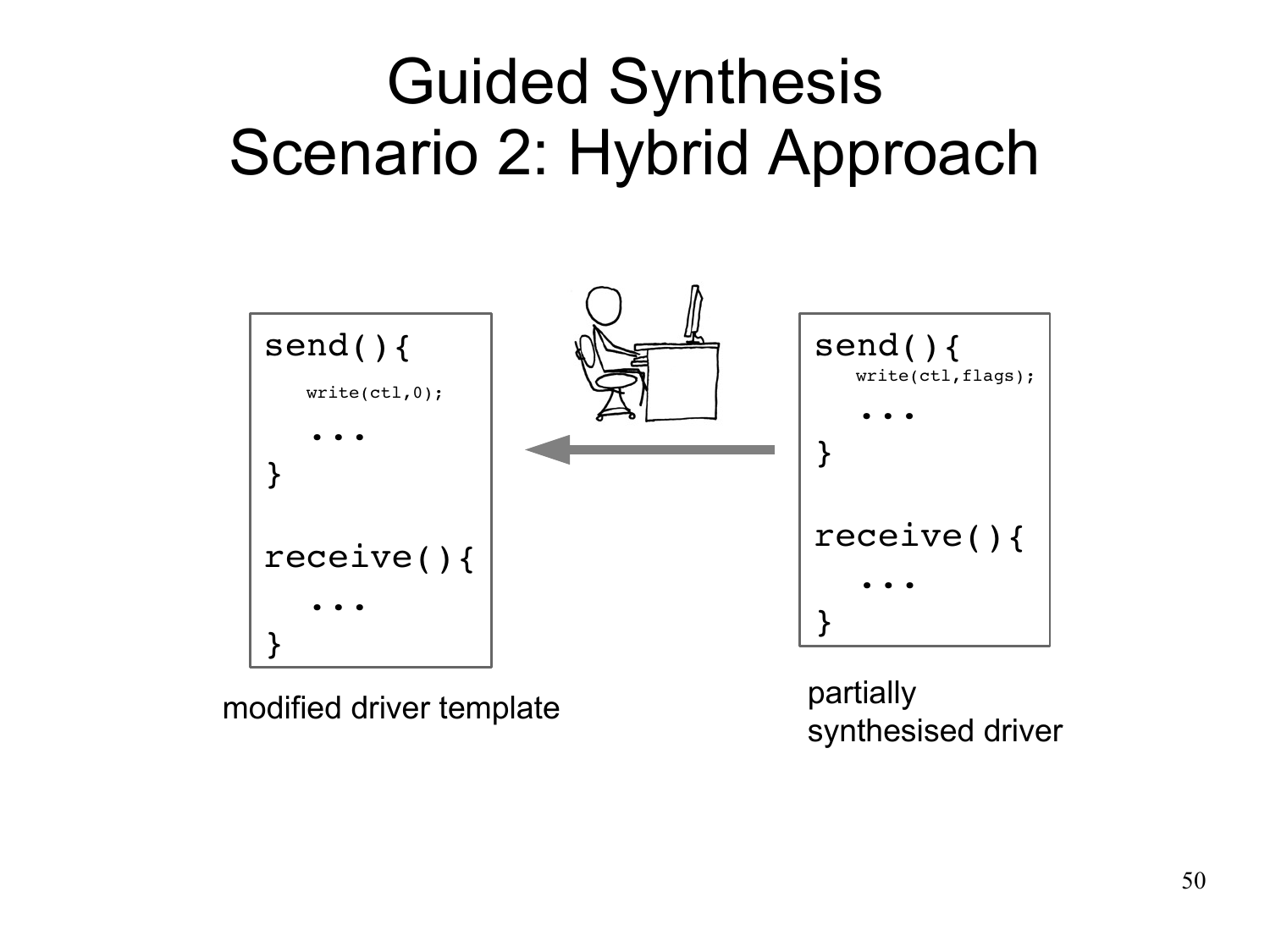# Guided Synthesis Scenario 2: Hybrid Approach

```
send(){
    write(ctl,0);
    ...
}

receive(){
    ...
}
```

modified driver template

```
send(){
    write(ctl,flags);
    ...
}

receive(){
    ...
}
```

partially synthesised driver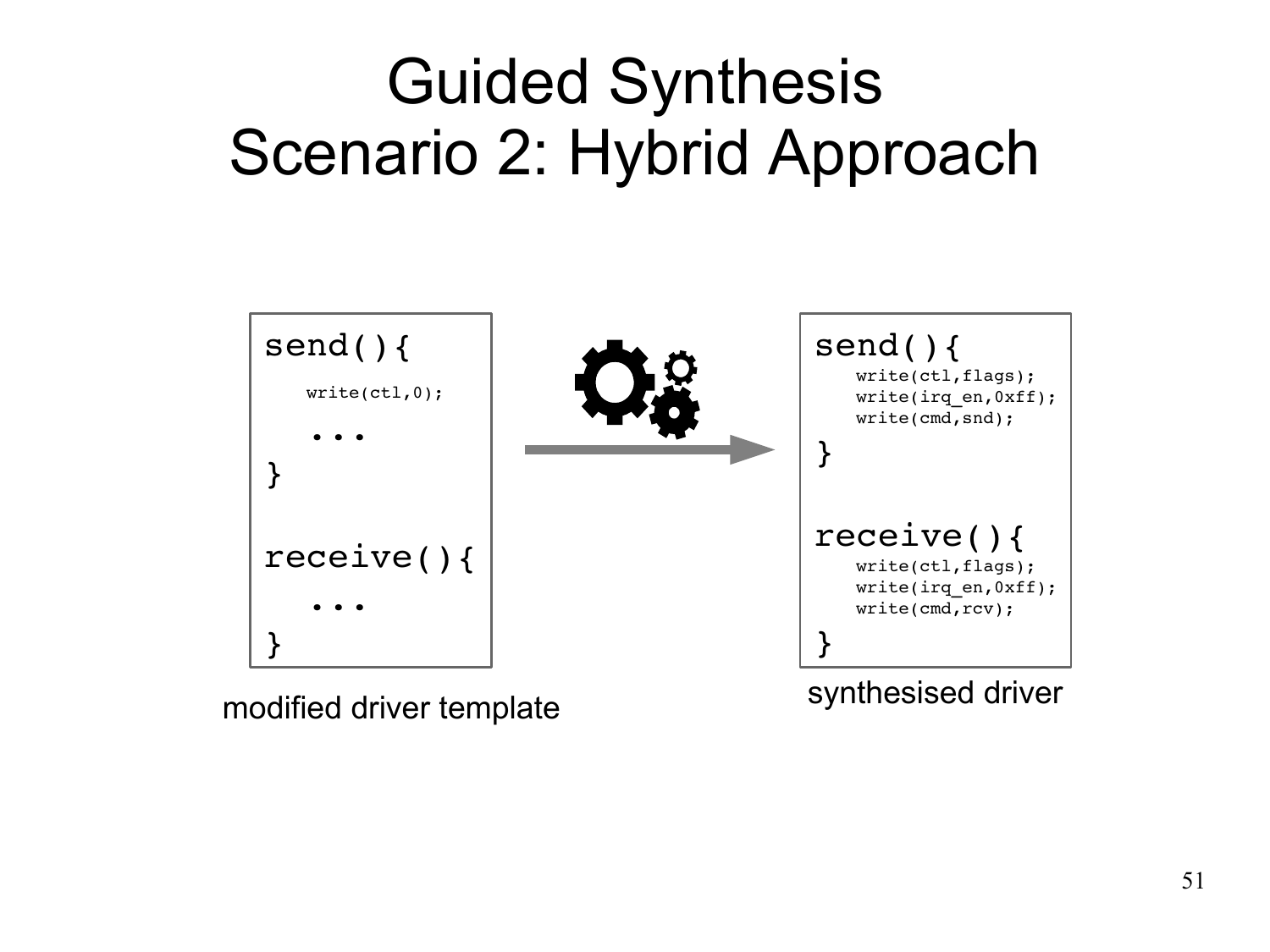# Guided Synthesis
# Scenario 2: Hybrid Approach

```
send(){
    write(ctl,0);
    ...
}

receive(){
    ...
}
```

modified driver template

```
send(){
    write(ctl,flags);
    write(irq_en,0xff);
    write(cmd,snd);
}

receive(){
    write(ctl,flags);
    write(irq_en,0xff);
    write(cmd,rcv);
}
```

synthesised driver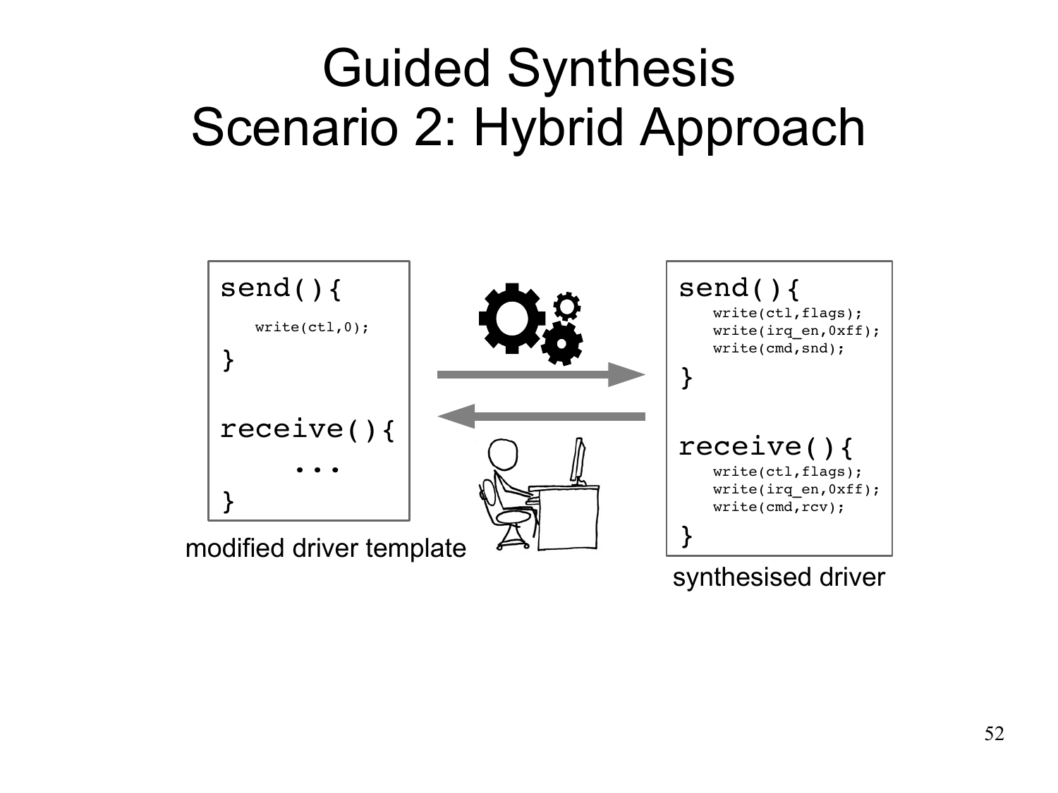# Guided Synthesis
# Scenario 2: Hybrid Approach

```
send(){
   write(ctl,0);
}

receive(){
   ...
}
```

modified driver template

```
send(){
   write(ctl,flags);
   write(irq_en,0xff);
   write(cmd,snd);
}

receive(){
   write(ctl,flags);
   write(irq_en,0xff);
   write(cmd,rcv);
}
```

synthesised driver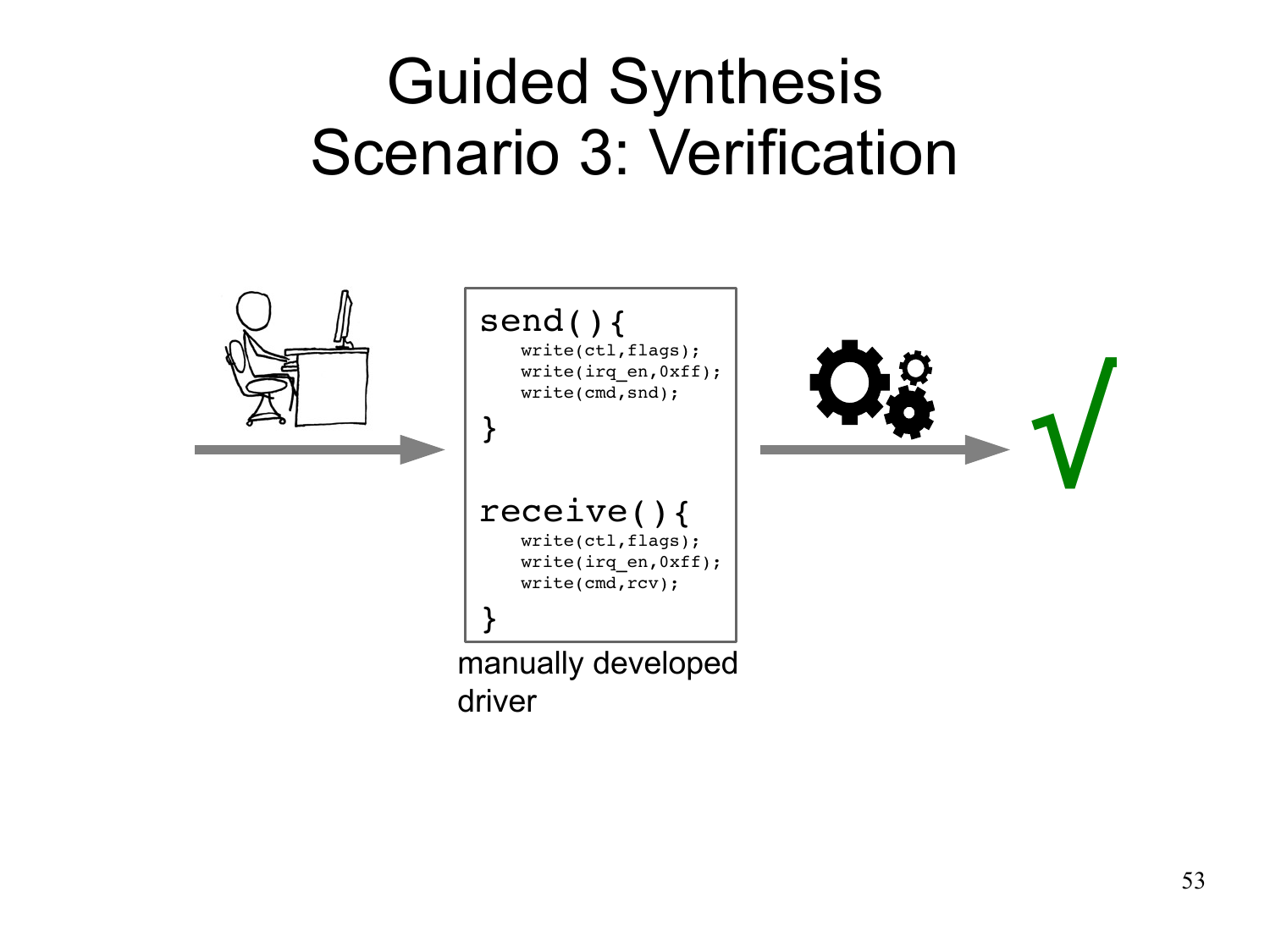# Guided Synthesis
# Scenario 3: Verification

```
send(){
    write(ctl,flags);
    write(irq_en,0xff);
    write(cmd,snd);
}

receive(){
    write(ctl,flags);
    write(irq_en,0xff);
    write(cmd,rcv);
}
```

manually developed driver

√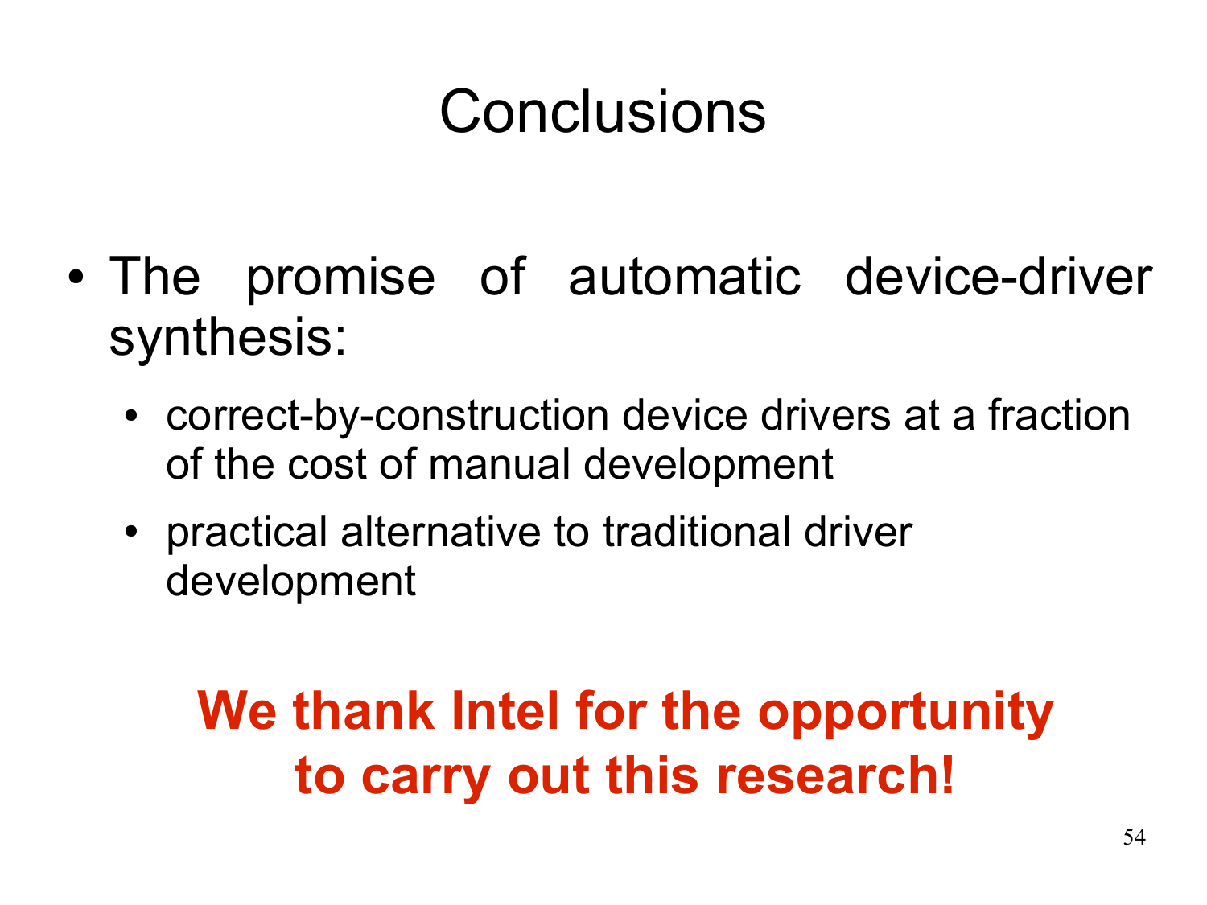# Conclusions

- The promise of automatic device-driver synthesis:
  - correct-by-construction device drivers at a fraction of the cost of manual development
  - practical alternative to traditional driver development

**We thank Intel for the opportunity to carry out this research!**